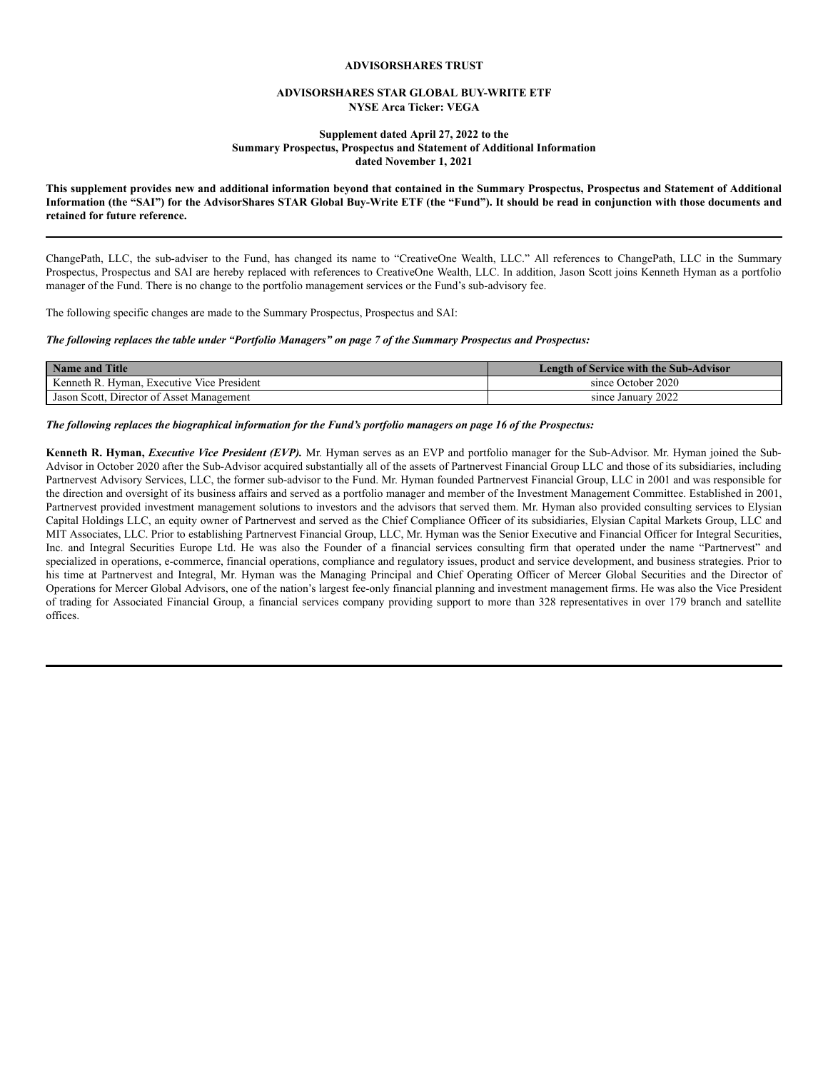**ADVISORSHARES TRUST**

**ADVISORSHARES STAR GLOBAL BUY-WRITE ETF**
**NYSE Arca Ticker: VEGA**

**Supplement dated April 27, 2022 to the**
**Summary Prospectus, Prospectus and Statement of Additional Information**
**dated November 1, 2021**

**This supplement provides new and additional information beyond that contained in the Summary Prospectus, Prospectus and Statement of Additional Information (the "SAI") for the AdvisorShares STAR Global Buy-Write ETF (the "Fund"). It should be read in conjunction with those documents and retained for future reference.**

---

ChangePath, LLC, the sub-adviser to the Fund, has changed its name to "CreativeOne Wealth, LLC." All references to ChangePath, LLC in the Summary Prospectus, Prospectus and SAI are hereby replaced with references to CreativeOne Wealth, LLC. In addition, Jason Scott joins Kenneth Hyman as a portfolio manager of the Fund. There is no change to the portfolio management services or the Fund's sub-advisory fee.

The following specific changes are made to the Summary Prospectus, Prospectus and SAI:

***The following replaces the table under "Portfolio Managers" on page 7 of the Summary Prospectus and Prospectus:***

| Name and Title | Length of Service with the Sub-Advisor |
| --- | --- |
| Kenneth R. Hyman, Executive Vice President | since October 2020 |
| Jason Scott, Director of Asset Management | since January 2022 |

***The following replaces the biographical information for the Fund's portfolio managers on page 16 of the Prospectus:***

**Kenneth R. Hyman,** ***Executive Vice President (EVP).*** Mr. Hyman serves as an EVP and portfolio manager for the Sub-Advisor. Mr. Hyman joined the Sub-Advisor in October 2020 after the Sub-Advisor acquired substantially all of the assets of Partnervest Financial Group LLC and those of its subsidiaries, including Partnervest Advisory Services, LLC, the former sub-advisor to the Fund. Mr. Hyman founded Partnervest Financial Group, LLC in 2001 and was responsible for the direction and oversight of its business affairs and served as a portfolio manager and member of the Investment Management Committee. Established in 2001, Partnervest provided investment management solutions to investors and the advisors that served them. Mr. Hyman also provided consulting services to Elysian Capital Holdings LLC, an equity owner of Partnervest and served as the Chief Compliance Officer of its subsidiaries, Elysian Capital Markets Group, LLC and MIT Associates, LLC. Prior to establishing Partnervest Financial Group, LLC, Mr. Hyman was the Senior Executive and Financial Officer for Integral Securities, Inc. and Integral Securities Europe Ltd. He was also the Founder of a financial services consulting firm that operated under the name "Partnervest" and specialized in operations, e-commerce, financial operations, compliance and regulatory issues, product and service development, and business strategies. Prior to his time at Partnervest and Integral, Mr. Hyman was the Managing Principal and Chief Operating Officer of Mercer Global Securities and the Director of Operations for Mercer Global Advisors, one of the nation's largest fee-only financial planning and investment management firms. He was also the Vice President of trading for Associated Financial Group, a financial services company providing support to more than 328 representatives in over 179 branch and satellite offices.

---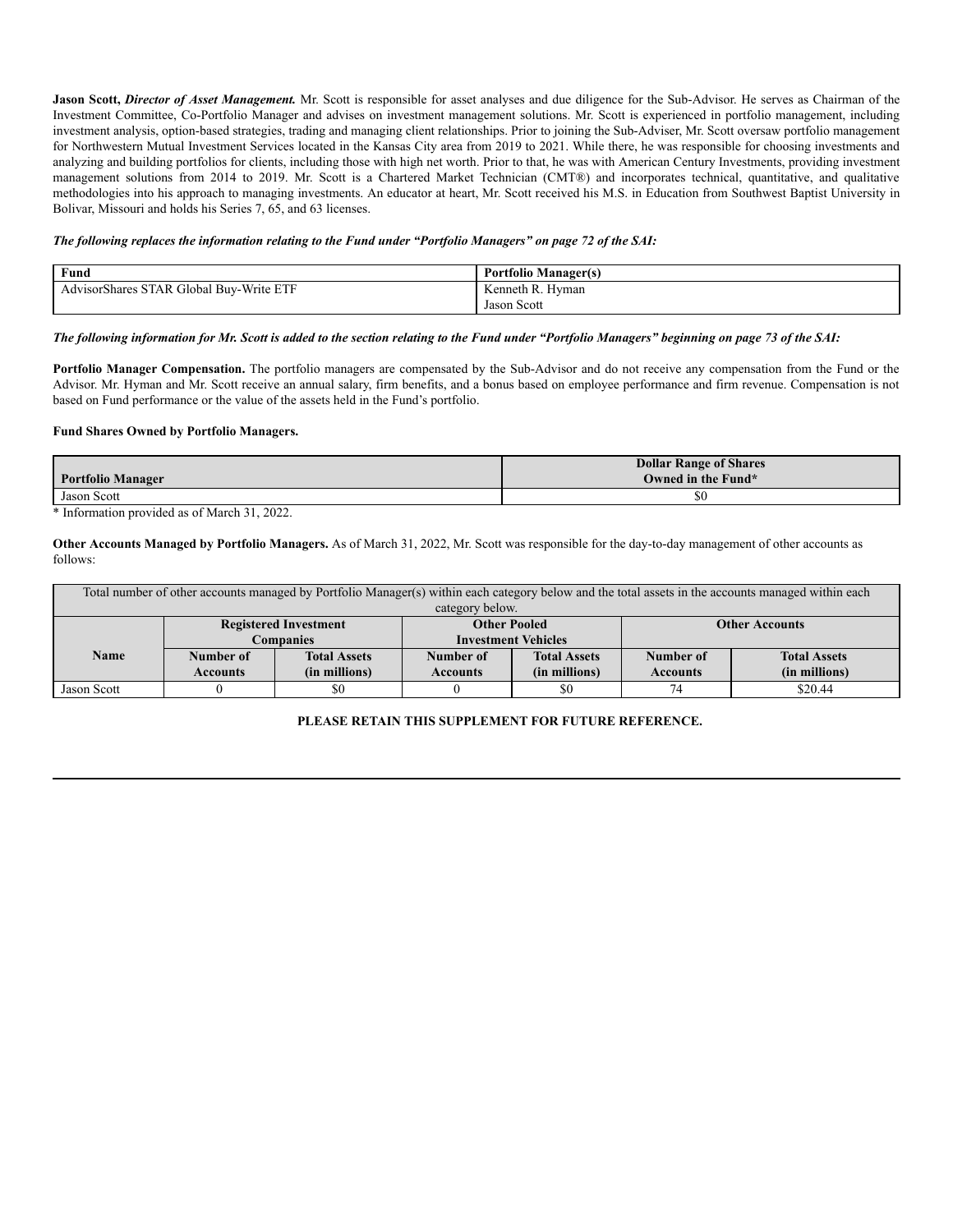**Jason Scott, *Director of Asset Management.*** Mr. Scott is responsible for asset analyses and due diligence for the Sub-Advisor. He serves as Chairman of the Investment Committee, Co-Portfolio Manager and advises on investment management solutions. Mr. Scott is experienced in portfolio management, including investment analysis, option-based strategies, trading and managing client relationships. Prior to joining the Sub-Adviser, Mr. Scott oversaw portfolio management for Northwestern Mutual Investment Services located in the Kansas City area from 2019 to 2021. While there, he was responsible for choosing investments and analyzing and building portfolios for clients, including those with high net worth. Prior to that, he was with American Century Investments, providing investment management solutions from 2014 to 2019. Mr. Scott is a Chartered Market Technician (CMT®) and incorporates technical, quantitative, and qualitative methodologies into his approach to managing investments. An educator at heart, Mr. Scott received his M.S. in Education from Southwest Baptist University in Bolivar, Missouri and holds his Series 7, 65, and 63 licenses.

***The following replaces the information relating to the Fund under "Portfolio Managers" on page 72 of the SAI:***

| Fund | Portfolio Manager(s) |
|---|---|
| AdvisorShares STAR Global Buy-Write ETF | Kenneth R. Hyman<br>Jason Scott |

***The following information for Mr. Scott is added to the section relating to the Fund under "Portfolio Managers" beginning on page 73 of the SAI:***

**Portfolio Manager Compensation.** The portfolio managers are compensated by the Sub-Advisor and do not receive any compensation from the Fund or the Advisor. Mr. Hyman and Mr. Scott receive an annual salary, firm benefits, and a bonus based on employee performance and firm revenue. Compensation is not based on Fund performance or the value of the assets held in the Fund's portfolio.

**Fund Shares Owned by Portfolio Managers.**

| Portfolio Manager | Dollar Range of Shares Owned in the Fund* |
|---|---|
| Jason Scott | $0 |

* Information provided as of March 31, 2022.

**Other Accounts Managed by Portfolio Managers.** As of March 31, 2022, Mr. Scott was responsible for the day-to-day management of other accounts as follows:

| Total number of other accounts managed by Portfolio Manager(s) within each category below and the total assets in the accounts managed within each category below. | | | | | | |
|---|---|---|---|---|---|---|
| | Registered Investment Companies | | Other Pooled Investment Vehicles | | Other Accounts | |
| Name | Number of Accounts | Total Assets (in millions) | Number of Accounts | Total Assets (in millions) | Number of Accounts | Total Assets (in millions) |
| Jason Scott | 0 | $0 | 0 | $0 | 74 | $20.44 |

**PLEASE RETAIN THIS SUPPLEMENT FOR FUTURE REFERENCE.**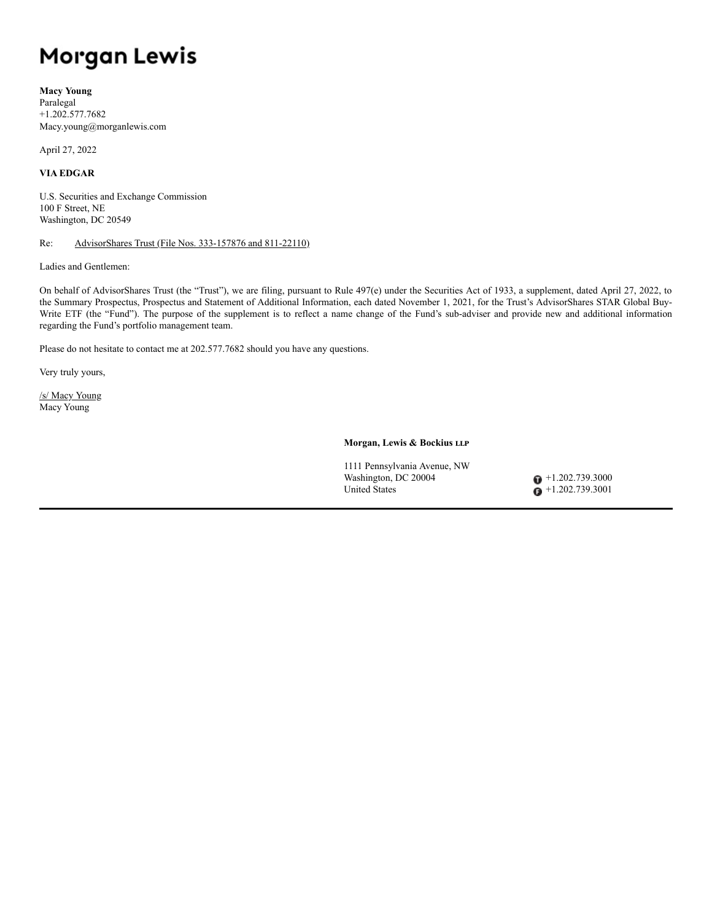# Morgan Lewis

**Macy Young**
Paralegal
+1.202.577.7682
Macy.young@morganlewis.com

April 27, 2022

**VIA EDGAR**

U.S. Securities and Exchange Commission
100 F Street, NE
Washington, DC 20549

Re: AdvisorShares Trust (File Nos. 333-157876 and 811-22110)

Ladies and Gentlemen:

On behalf of AdvisorShares Trust (the "Trust"), we are filing, pursuant to Rule 497(e) under the Securities Act of 1933, a supplement, dated April 27, 2022, to the Summary Prospectus, Prospectus and Statement of Additional Information, each dated November 1, 2021, for the Trust's AdvisorShares STAR Global Buy-Write ETF (the "Fund"). The purpose of the supplement is to reflect a name change of the Fund's sub-adviser and provide new and additional information regarding the Fund's portfolio management team.

Please do not hesitate to contact me at 202.577.7682 should you have any questions.

Very truly yours,

/s/ Macy Young
Macy Young

**Morgan, Lewis & Bockius LLP**

1111 Pennsylvania Avenue, NW
Washington, DC 20004
United States

T +1.202.739.3000
F +1.202.739.3001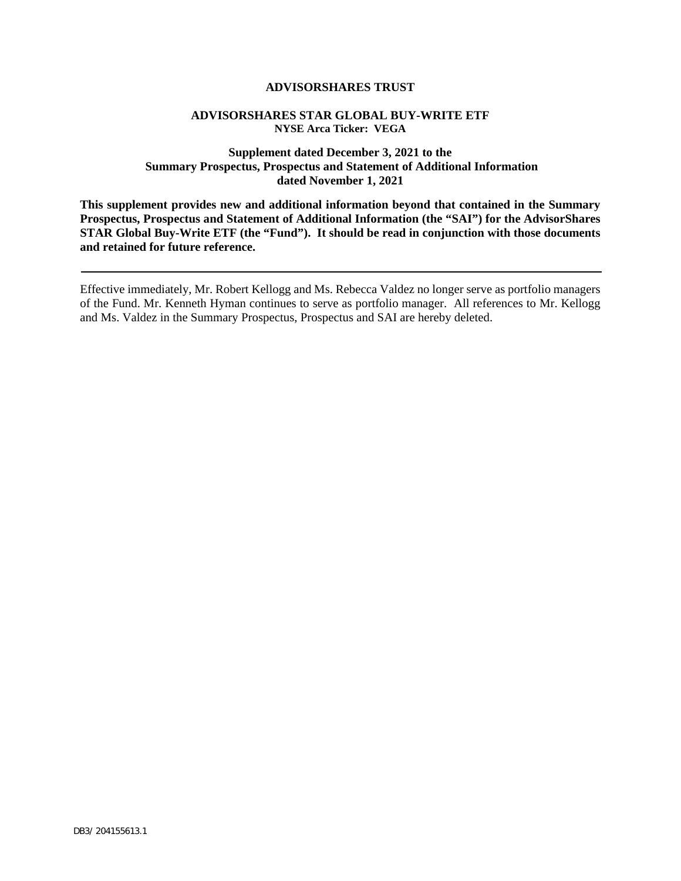**ADVISORSHARES TRUST**

**ADVISORSHARES STAR GLOBAL BUY-WRITE ETF**
**NYSE Arca Ticker: VEGA**

**Supplement dated December 3, 2021 to the**
**Summary Prospectus, Prospectus and Statement of Additional Information**
**dated November 1, 2021**

**This supplement provides new and additional information beyond that contained in the Summary Prospectus, Prospectus and Statement of Additional Information (the "SAI") for the AdvisorShares STAR Global Buy-Write ETF (the "Fund"). It should be read in conjunction with those documents and retained for future reference.**

---

Effective immediately, Mr. Robert Kellogg and Ms. Rebecca Valdez no longer serve as portfolio managers of the Fund. Mr. Kenneth Hyman continues to serve as portfolio manager. All references to Mr. Kellogg and Ms. Valdez in the Summary Prospectus, Prospectus and SAI are hereby deleted.

DB3/ 204155613.1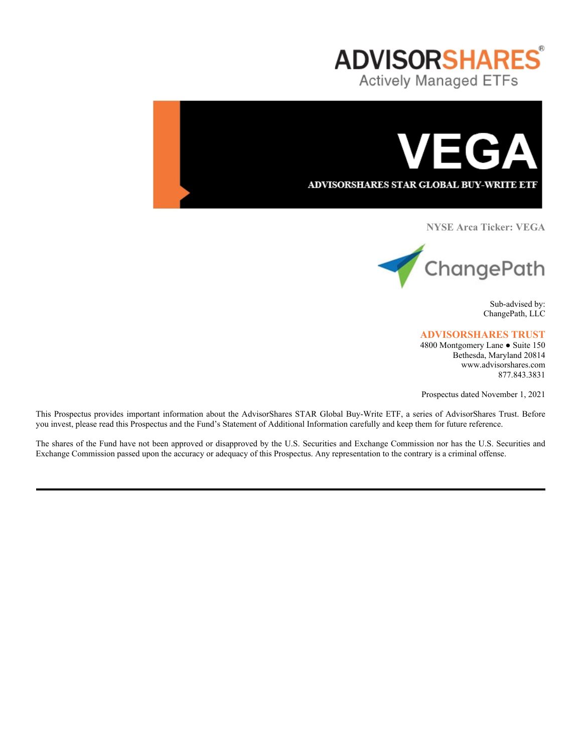ADVISORSHARES®
Actively Managed ETFs

# VEGA

**ADVISORSHARES STAR GLOBAL BUY-WRITE ETF**

**NYSE Arca Ticker: VEGA**

ChangePath

Sub-advised by:
ChangePath, LLC

**ADVISORSHARES TRUST**
4800 Montgomery Lane ● Suite 150
Bethesda, Maryland 20814
www.advisorshares.com
877.843.3831

Prospectus dated November 1, 2021

This Prospectus provides important information about the AdvisorShares STAR Global Buy-Write ETF, a series of AdvisorShares Trust. Before you invest, please read this Prospectus and the Fund's Statement of Additional Information carefully and keep them for future reference.

The shares of the Fund have not been approved or disapproved by the U.S. Securities and Exchange Commission nor has the U.S. Securities and Exchange Commission passed upon the accuracy or adequacy of this Prospectus. Any representation to the contrary is a criminal offense.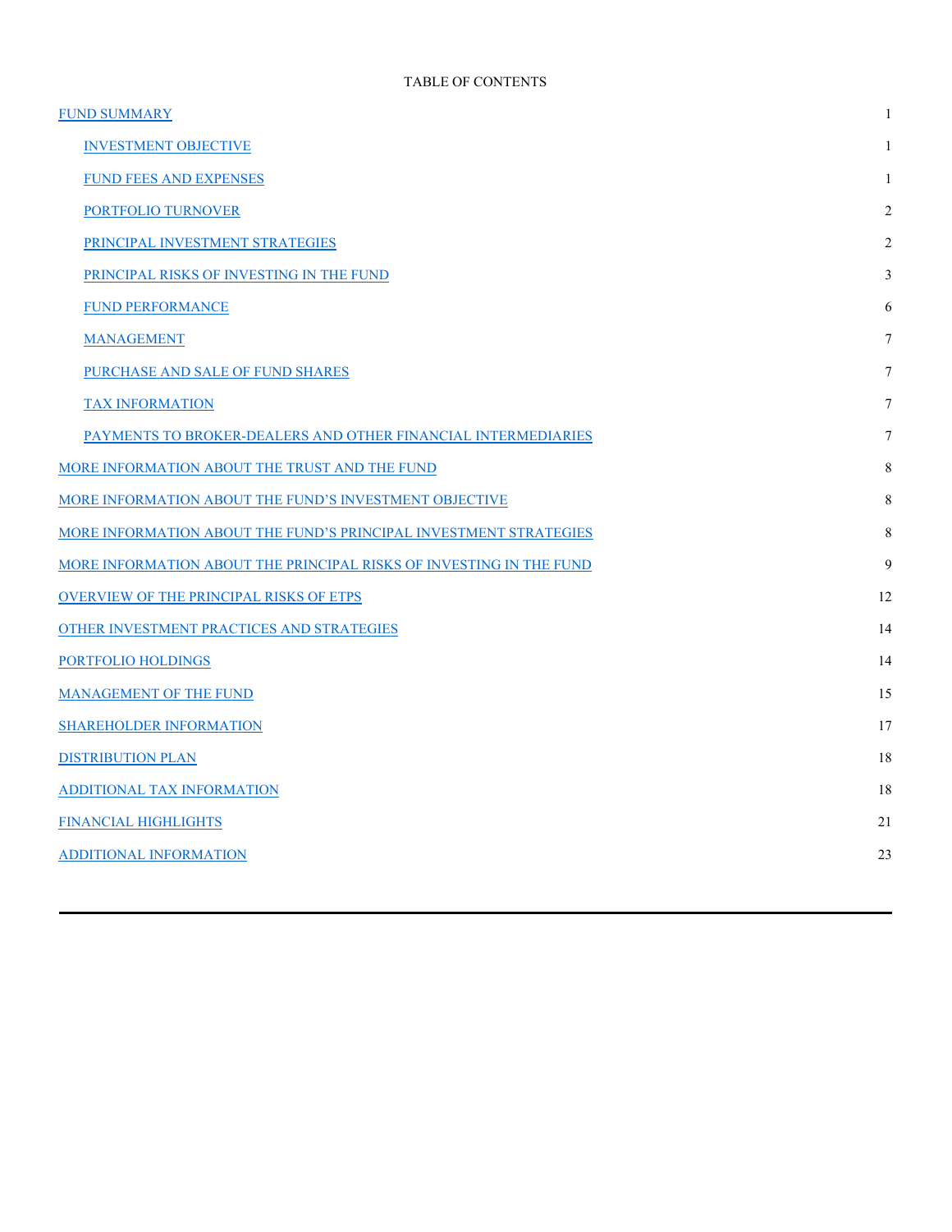TABLE OF CONTENTS

| | |
|---|---|
| FUND SUMMARY | 1 |
| INVESTMENT OBJECTIVE | 1 |
| FUND FEES AND EXPENSES | 1 |
| PORTFOLIO TURNOVER | 2 |
| PRINCIPAL INVESTMENT STRATEGIES | 2 |
| PRINCIPAL RISKS OF INVESTING IN THE FUND | 3 |
| FUND PERFORMANCE | 6 |
| MANAGEMENT | 7 |
| PURCHASE AND SALE OF FUND SHARES | 7 |
| TAX INFORMATION | 7 |
| PAYMENTS TO BROKER-DEALERS AND OTHER FINANCIAL INTERMEDIARIES | 7 |
| MORE INFORMATION ABOUT THE TRUST AND THE FUND | 8 |
| MORE INFORMATION ABOUT THE FUND'S INVESTMENT OBJECTIVE | 8 |
| MORE INFORMATION ABOUT THE FUND'S PRINCIPAL INVESTMENT STRATEGIES | 8 |
| MORE INFORMATION ABOUT THE PRINCIPAL RISKS OF INVESTING IN THE FUND | 9 |
| OVERVIEW OF THE PRINCIPAL RISKS OF ETPS | 12 |
| OTHER INVESTMENT PRACTICES AND STRATEGIES | 14 |
| PORTFOLIO HOLDINGS | 14 |
| MANAGEMENT OF THE FUND | 15 |
| SHAREHOLDER INFORMATION | 17 |
| DISTRIBUTION PLAN | 18 |
| ADDITIONAL TAX INFORMATION | 18 |
| FINANCIAL HIGHLIGHTS | 21 |
| ADDITIONAL INFORMATION | 23 |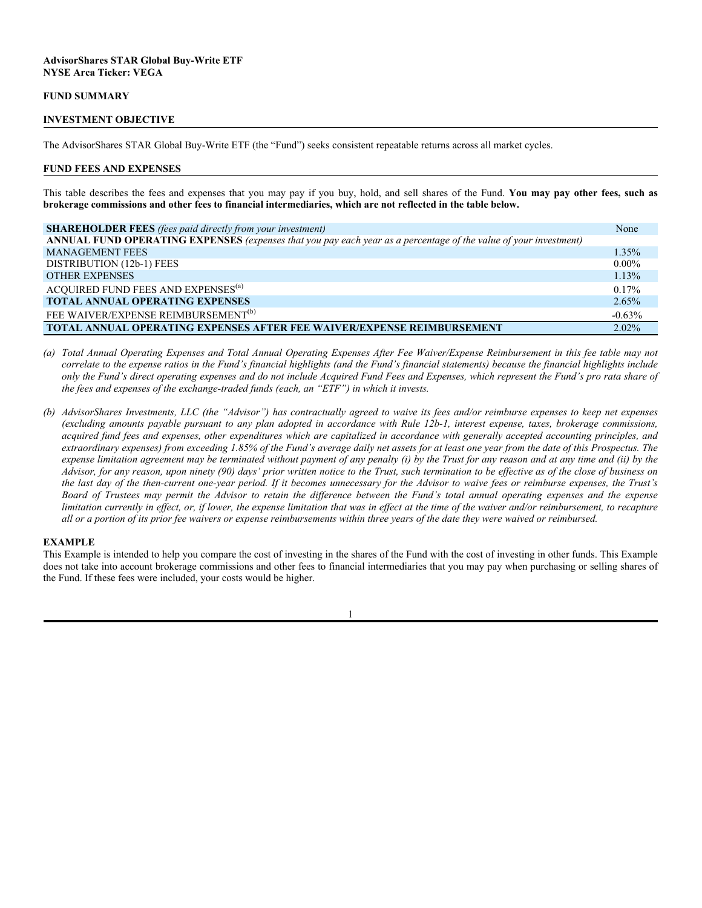**AdvisorShares STAR Global Buy-Write ETF**
**NYSE Arca Ticker: VEGA**

## FUND SUMMARY

## INVESTMENT OBJECTIVE

The AdvisorShares STAR Global Buy-Write ETF (the "Fund") seeks consistent repeatable returns across all market cycles.

## FUND FEES AND EXPENSES

This table describes the fees and expenses that you may pay if you buy, hold, and sell shares of the Fund. **You may pay other fees, such as brokerage commissions and other fees to financial intermediaries, which are not reflected in the table below.**

| | |
|---|---|
| **SHAREHOLDER FEES** *(fees paid directly from your investment)* | None |
| **ANNUAL FUND OPERATING EXPENSES** *(expenses that you pay each year as a percentage of the value of your investment)* | |
| MANAGEMENT FEES | 1.35% |
| DISTRIBUTION (12b-1) FEES | 0.00% |
| OTHER EXPENSES | 1.13% |
| ACQUIRED FUND FEES AND EXPENSES[(a)] | 0.17% |
| **TOTAL ANNUAL OPERATING EXPENSES** | 2.65% |
| FEE WAIVER/EXPENSE REIMBURSEMENT[(b)] | -0.63% |
| **TOTAL ANNUAL OPERATING EXPENSES AFTER FEE WAIVER/EXPENSE REIMBURSEMENT** | 2.02% |

*(a) Total Annual Operating Expenses and Total Annual Operating Expenses After Fee Waiver/Expense Reimbursement in this fee table may not correlate to the expense ratios in the Fund's financial highlights (and the Fund's financial statements) because the financial highlights include only the Fund's direct operating expenses and do not include Acquired Fund Fees and Expenses, which represent the Fund's pro rata share of the fees and expenses of the exchange-traded funds (each, an "ETF") in which it invests.*

*(b) AdvisorShares Investments, LLC (the "Advisor") has contractually agreed to waive its fees and/or reimburse expenses to keep net expenses (excluding amounts payable pursuant to any plan adopted in accordance with Rule 12b-1, interest expense, taxes, brokerage commissions, acquired fund fees and expenses, other expenditures which are capitalized in accordance with generally accepted accounting principles, and extraordinary expenses) from exceeding 1.85% of the Fund's average daily net assets for at least one year from the date of this Prospectus. The expense limitation agreement may be terminated without payment of any penalty (i) by the Trust for any reason and at any time and (ii) by the Advisor, for any reason, upon ninety (90) days' prior written notice to the Trust, such termination to be effective as of the close of business on the last day of the then-current one-year period. If it becomes unnecessary for the Advisor to waive fees or reimburse expenses, the Trust's Board of Trustees may permit the Advisor to retain the difference between the Fund's total annual operating expenses and the expense limitation currently in effect, or, if lower, the expense limitation that was in effect at the time of the waiver and/or reimbursement, to recapture all or a portion of its prior fee waivers or expense reimbursements within three years of the date they were waived or reimbursed.*

### EXAMPLE

This Example is intended to help you compare the cost of investing in the shares of the Fund with the cost of investing in other funds. This Example does not take into account brokerage commissions and other fees to financial intermediaries that you may pay when purchasing or selling shares of the Fund. If these fees were included, your costs would be higher.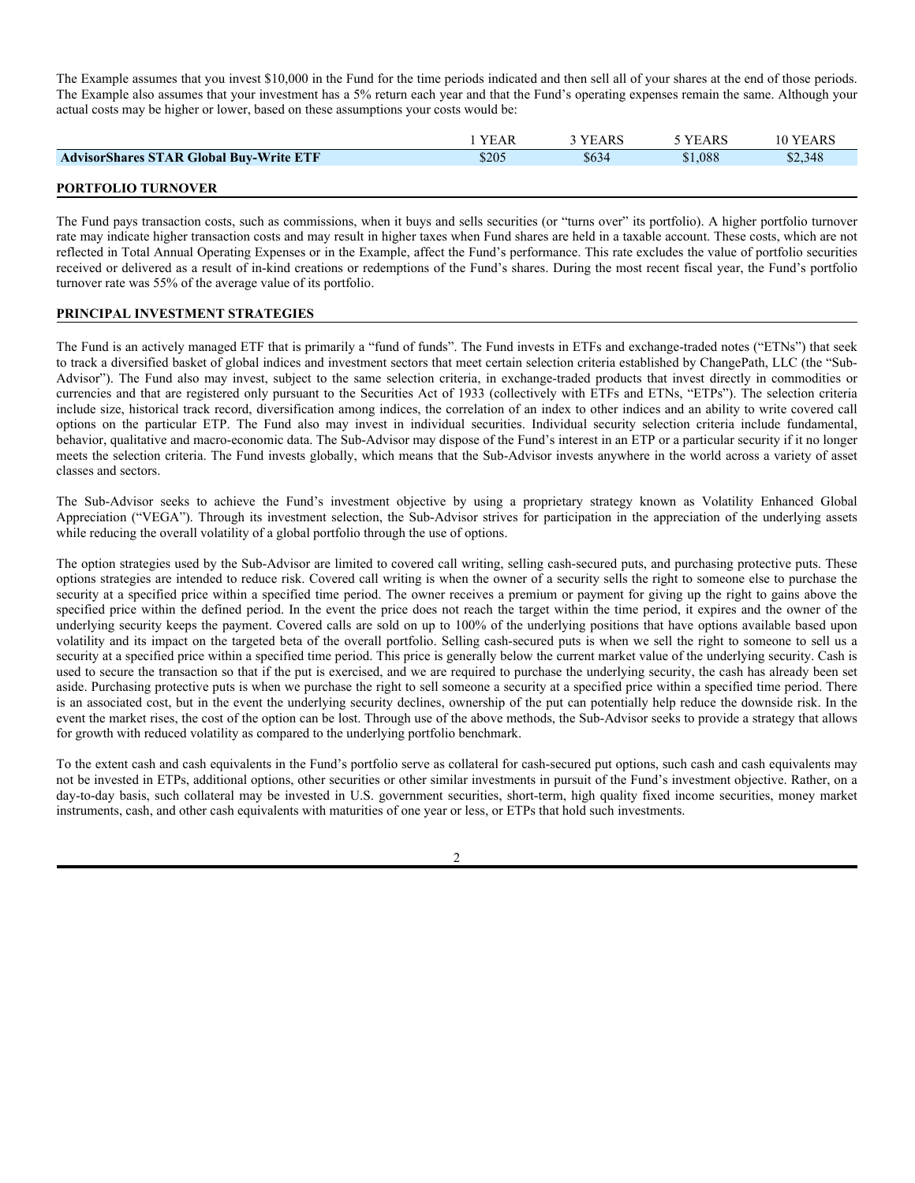The Example assumes that you invest $10,000 in the Fund for the time periods indicated and then sell all of your shares at the end of those periods. The Example also assumes that your investment has a 5% return each year and that the Fund's operating expenses remain the same. Although your actual costs may be higher or lower, based on these assumptions your costs would be:

| | 1 YEAR | 3 YEARS | 5 YEARS | 10 YEARS |
|---|---|---|---|---|
| **AdvisorShares STAR Global Buy-Write ETF** | $205 | $634 | $1,088 | $2,348 |

## PORTFOLIO TURNOVER

The Fund pays transaction costs, such as commissions, when it buys and sells securities (or "turns over" its portfolio). A higher portfolio turnover rate may indicate higher transaction costs and may result in higher taxes when Fund shares are held in a taxable account. These costs, which are not reflected in Total Annual Operating Expenses or in the Example, affect the Fund's performance. This rate excludes the value of portfolio securities received or delivered as a result of in-kind creations or redemptions of the Fund's shares. During the most recent fiscal year, the Fund's portfolio turnover rate was 55% of the average value of its portfolio.

## PRINCIPAL INVESTMENT STRATEGIES

The Fund is an actively managed ETF that is primarily a "fund of funds". The Fund invests in ETFs and exchange-traded notes ("ETNs") that seek to track a diversified basket of global indices and investment sectors that meet certain selection criteria established by ChangePath, LLC (the "Sub-Advisor"). The Fund also may invest, subject to the same selection criteria, in exchange-traded products that invest directly in commodities or currencies and that are registered only pursuant to the Securities Act of 1933 (collectively with ETFs and ETNs, "ETPs"). The selection criteria include size, historical track record, diversification among indices, the correlation of an index to other indices and an ability to write covered call options on the particular ETP. The Fund also may invest in individual securities. Individual security selection criteria include fundamental, behavior, qualitative and macro-economic data. The Sub-Advisor may dispose of the Fund's interest in an ETP or a particular security if it no longer meets the selection criteria. The Fund invests globally, which means that the Sub-Advisor invests anywhere in the world across a variety of asset classes and sectors.

The Sub-Advisor seeks to achieve the Fund's investment objective by using a proprietary strategy known as Volatility Enhanced Global Appreciation ("VEGA"). Through its investment selection, the Sub-Advisor strives for participation in the appreciation of the underlying assets while reducing the overall volatility of a global portfolio through the use of options.

The option strategies used by the Sub-Advisor are limited to covered call writing, selling cash-secured puts, and purchasing protective puts. These options strategies are intended to reduce risk. Covered call writing is when the owner of a security sells the right to someone else to purchase the security at a specified price within a specified time period. The owner receives a premium or payment for giving up the right to gains above the specified price within the defined period. In the event the price does not reach the target within the time period, it expires and the owner of the underlying security keeps the payment. Covered calls are sold on up to 100% of the underlying positions that have options available based upon volatility and its impact on the targeted beta of the overall portfolio. Selling cash-secured puts is when we sell the right to someone to sell us a security at a specified price within a specified time period. This price is generally below the current market value of the underlying security. Cash is used to secure the transaction so that if the put is exercised, and we are required to purchase the underlying security, the cash has already been set aside. Purchasing protective puts is when we purchase the right to sell someone a security at a specified price within a specified time period. There is an associated cost, but in the event the underlying security declines, ownership of the put can potentially help reduce the downside risk. In the event the market rises, the cost of the option can be lost. Through use of the above methods, the Sub-Advisor seeks to provide a strategy that allows for growth with reduced volatility as compared to the underlying portfolio benchmark.

To the extent cash and cash equivalents in the Fund's portfolio serve as collateral for cash-secured put options, such cash and cash equivalents may not be invested in ETPs, additional options, other securities or other similar investments in pursuit of the Fund's investment objective. Rather, on a day-to-day basis, such collateral may be invested in U.S. government securities, short-term, high quality fixed income securities, money market instruments, cash, and other cash equivalents with maturities of one year or less, or ETPs that hold such investments.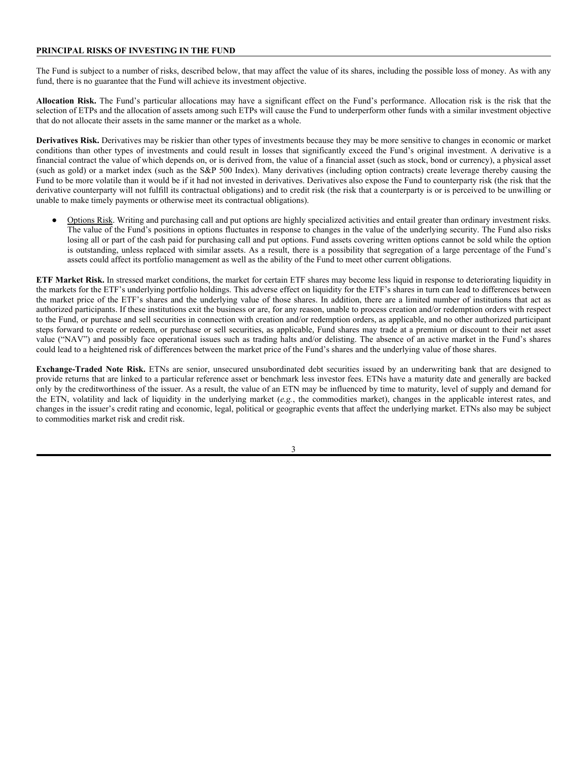## PRINCIPAL RISKS OF INVESTING IN THE FUND

The Fund is subject to a number of risks, described below, that may affect the value of its shares, including the possible loss of money. As with any fund, there is no guarantee that the Fund will achieve its investment objective.

**Allocation Risk.** The Fund's particular allocations may have a significant effect on the Fund's performance. Allocation risk is the risk that the selection of ETPs and the allocation of assets among such ETPs will cause the Fund to underperform other funds with a similar investment objective that do not allocate their assets in the same manner or the market as a whole.

**Derivatives Risk.** Derivatives may be riskier than other types of investments because they may be more sensitive to changes in economic or market conditions than other types of investments and could result in losses that significantly exceed the Fund's original investment. A derivative is a financial contract the value of which depends on, or is derived from, the value of a financial asset (such as stock, bond or currency), a physical asset (such as gold) or a market index (such as the S&P 500 Index). Many derivatives (including option contracts) create leverage thereby causing the Fund to be more volatile than it would be if it had not invested in derivatives. Derivatives also expose the Fund to counterparty risk (the risk that the derivative counterparty will not fulfill its contractual obligations) and to credit risk (the risk that a counterparty is or is perceived to be unwilling or unable to make timely payments or otherwise meet its contractual obligations).

- Options Risk. Writing and purchasing call and put options are highly specialized activities and entail greater than ordinary investment risks. The value of the Fund's positions in options fluctuates in response to changes in the value of the underlying security. The Fund also risks losing all or part of the cash paid for purchasing call and put options. Fund assets covering written options cannot be sold while the option is outstanding, unless replaced with similar assets. As a result, there is a possibility that segregation of a large percentage of the Fund's assets could affect its portfolio management as well as the ability of the Fund to meet other current obligations.

**ETF Market Risk.** In stressed market conditions, the market for certain ETF shares may become less liquid in response to deteriorating liquidity in the markets for the ETF's underlying portfolio holdings. This adverse effect on liquidity for the ETF's shares in turn can lead to differences between the market price of the ETF's shares and the underlying value of those shares. In addition, there are a limited number of institutions that act as authorized participants. If these institutions exit the business or are, for any reason, unable to process creation and/or redemption orders with respect to the Fund, or purchase and sell securities in connection with creation and/or redemption orders, as applicable, and no other authorized participant steps forward to create or redeem, or purchase or sell securities, as applicable, Fund shares may trade at a premium or discount to their net asset value ("NAV") and possibly face operational issues such as trading halts and/or delisting. The absence of an active market in the Fund's shares could lead to a heightened risk of differences between the market price of the Fund's shares and the underlying value of those shares.

**Exchange-Traded Note Risk.** ETNs are senior, unsecured unsubordinated debt securities issued by an underwriting bank that are designed to provide returns that are linked to a particular reference asset or benchmark less investor fees. ETNs have a maturity date and generally are backed only by the creditworthiness of the issuer. As a result, the value of an ETN may be influenced by time to maturity, level of supply and demand for the ETN, volatility and lack of liquidity in the underlying market (*e.g.*, the commodities market), changes in the applicable interest rates, and changes in the issuer's credit rating and economic, legal, political or geographic events that affect the underlying market. ETNs also may be subject to commodities market risk and credit risk.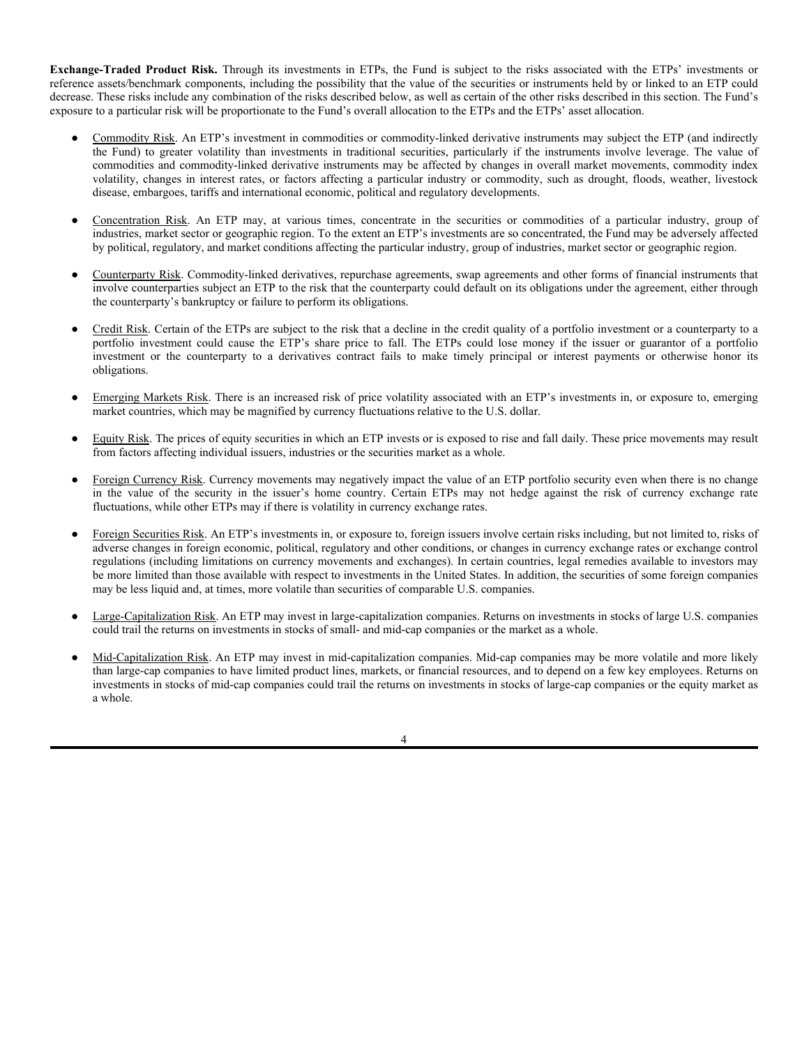**Exchange-Traded Product Risk.** Through its investments in ETPs, the Fund is subject to the risks associated with the ETPs' investments or reference assets/benchmark components, including the possibility that the value of the securities or instruments held by or linked to an ETP could decrease. These risks include any combination of the risks described below, as well as certain of the other risks described in this section. The Fund's exposure to a particular risk will be proportionate to the Fund's overall allocation to the ETPs and the ETPs' asset allocation.

- Commodity Risk. An ETP's investment in commodities or commodity-linked derivative instruments may subject the ETP (and indirectly the Fund) to greater volatility than investments in traditional securities, particularly if the instruments involve leverage. The value of commodities and commodity-linked derivative instruments may be affected by changes in overall market movements, commodity index volatility, changes in interest rates, or factors affecting a particular industry or commodity, such as drought, floods, weather, livestock disease, embargoes, tariffs and international economic, political and regulatory developments.

- Concentration Risk. An ETP may, at various times, concentrate in the securities or commodities of a particular industry, group of industries, market sector or geographic region. To the extent an ETP's investments are so concentrated, the Fund may be adversely affected by political, regulatory, and market conditions affecting the particular industry, group of industries, market sector or geographic region.

- Counterparty Risk. Commodity-linked derivatives, repurchase agreements, swap agreements and other forms of financial instruments that involve counterparties subject an ETP to the risk that the counterparty could default on its obligations under the agreement, either through the counterparty's bankruptcy or failure to perform its obligations.

- Credit Risk. Certain of the ETPs are subject to the risk that a decline in the credit quality of a portfolio investment or a counterparty to a portfolio investment could cause the ETP's share price to fall. The ETPs could lose money if the issuer or guarantor of a portfolio investment or the counterparty to a derivatives contract fails to make timely principal or interest payments or otherwise honor its obligations.

- Emerging Markets Risk. There is an increased risk of price volatility associated with an ETP's investments in, or exposure to, emerging market countries, which may be magnified by currency fluctuations relative to the U.S. dollar.

- Equity Risk. The prices of equity securities in which an ETP invests or is exposed to rise and fall daily. These price movements may result from factors affecting individual issuers, industries or the securities market as a whole.

- Foreign Currency Risk. Currency movements may negatively impact the value of an ETP portfolio security even when there is no change in the value of the security in the issuer's home country. Certain ETPs may not hedge against the risk of currency exchange rate fluctuations, while other ETPs may if there is volatility in currency exchange rates.

- Foreign Securities Risk. An ETP's investments in, or exposure to, foreign issuers involve certain risks including, but not limited to, risks of adverse changes in foreign economic, political, regulatory and other conditions, or changes in currency exchange rates or exchange control regulations (including limitations on currency movements and exchanges). In certain countries, legal remedies available to investors may be more limited than those available with respect to investments in the United States. In addition, the securities of some foreign companies may be less liquid and, at times, more volatile than securities of comparable U.S. companies.

- Large-Capitalization Risk. An ETP may invest in large-capitalization companies. Returns on investments in stocks of large U.S. companies could trail the returns on investments in stocks of small- and mid-cap companies or the market as a whole.

- Mid-Capitalization Risk. An ETP may invest in mid-capitalization companies. Mid-cap companies may be more volatile and more likely than large-cap companies to have limited product lines, markets, or financial resources, and to depend on a few key employees. Returns on investments in stocks of mid-cap companies could trail the returns on investments in stocks of large-cap companies or the equity market as a whole.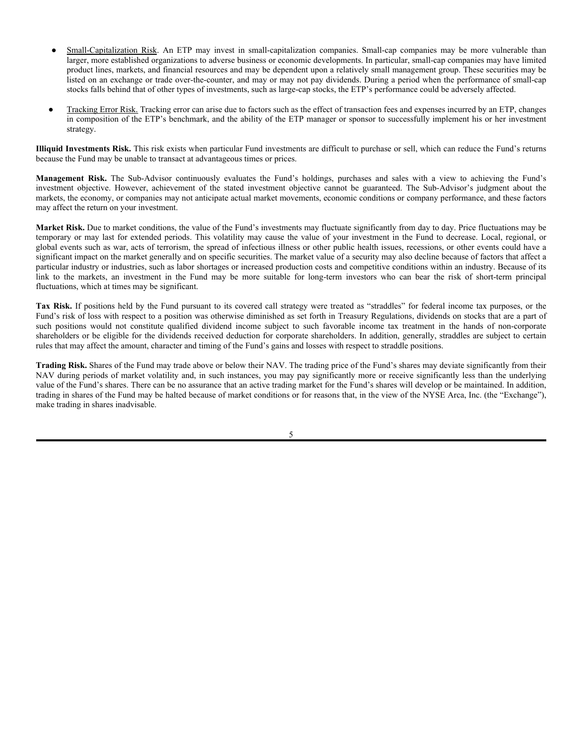- Small-Capitalization Risk. An ETP may invest in small-capitalization companies. Small-cap companies may be more vulnerable than larger, more established organizations to adverse business or economic developments. In particular, small-cap companies may have limited product lines, markets, and financial resources and may be dependent upon a relatively small management group. These securities may be listed on an exchange or trade over-the-counter, and may or may not pay dividends. During a period when the performance of small-cap stocks falls behind that of other types of investments, such as large-cap stocks, the ETP's performance could be adversely affected.

- Tracking Error Risk. Tracking error can arise due to factors such as the effect of transaction fees and expenses incurred by an ETP, changes in composition of the ETP's benchmark, and the ability of the ETP manager or sponsor to successfully implement his or her investment strategy.

**Illiquid Investments Risk.** This risk exists when particular Fund investments are difficult to purchase or sell, which can reduce the Fund's returns because the Fund may be unable to transact at advantageous times or prices.

**Management Risk.** The Sub-Advisor continuously evaluates the Fund's holdings, purchases and sales with a view to achieving the Fund's investment objective. However, achievement of the stated investment objective cannot be guaranteed. The Sub-Advisor's judgment about the markets, the economy, or companies may not anticipate actual market movements, economic conditions or company performance, and these factors may affect the return on your investment.

**Market Risk.** Due to market conditions, the value of the Fund's investments may fluctuate significantly from day to day. Price fluctuations may be temporary or may last for extended periods. This volatility may cause the value of your investment in the Fund to decrease. Local, regional, or global events such as war, acts of terrorism, the spread of infectious illness or other public health issues, recessions, or other events could have a significant impact on the market generally and on specific securities. The market value of a security may also decline because of factors that affect a particular industry or industries, such as labor shortages or increased production costs and competitive conditions within an industry. Because of its link to the markets, an investment in the Fund may be more suitable for long-term investors who can bear the risk of short-term principal fluctuations, which at times may be significant.

**Tax Risk.** If positions held by the Fund pursuant to its covered call strategy were treated as "straddles" for federal income tax purposes, or the Fund's risk of loss with respect to a position was otherwise diminished as set forth in Treasury Regulations, dividends on stocks that are a part of such positions would not constitute qualified dividend income subject to such favorable income tax treatment in the hands of non-corporate shareholders or be eligible for the dividends received deduction for corporate shareholders. In addition, generally, straddles are subject to certain rules that may affect the amount, character and timing of the Fund's gains and losses with respect to straddle positions.

**Trading Risk.** Shares of the Fund may trade above or below their NAV. The trading price of the Fund's shares may deviate significantly from their NAV during periods of market volatility and, in such instances, you may pay significantly more or receive significantly less than the underlying value of the Fund's shares. There can be no assurance that an active trading market for the Fund's shares will develop or be maintained. In addition, trading in shares of the Fund may be halted because of market conditions or for reasons that, in the view of the NYSE Arca, Inc. (the "Exchange"), make trading in shares inadvisable.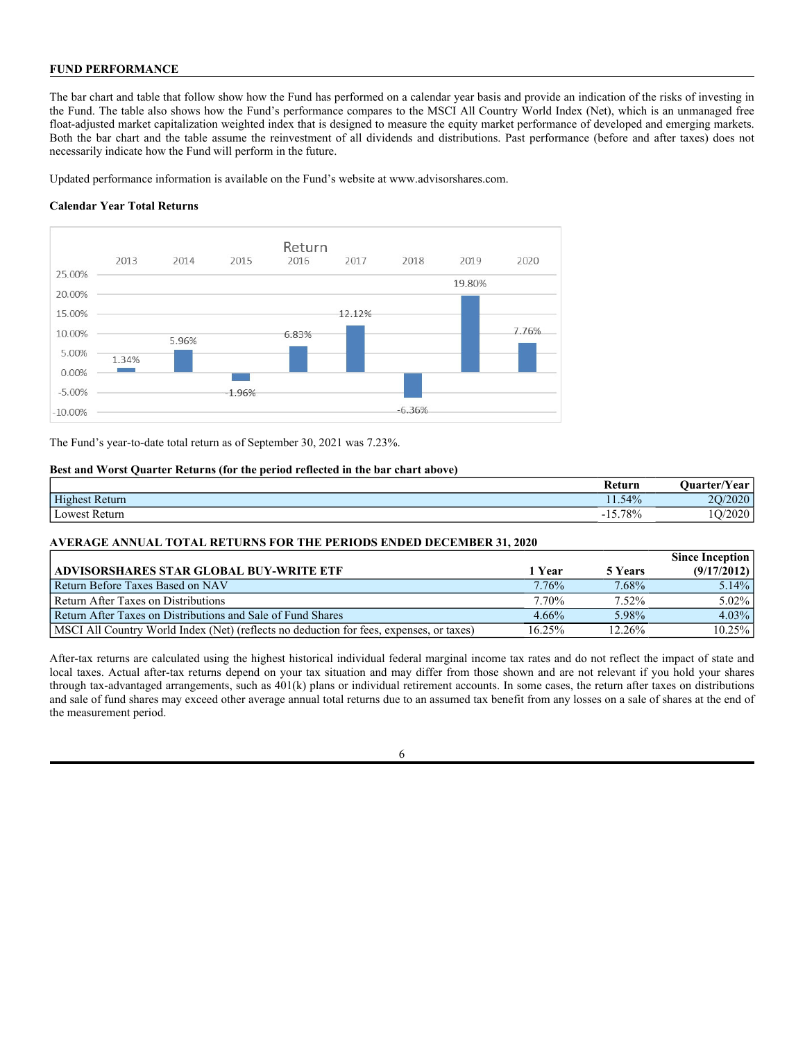## FUND PERFORMANCE

The bar chart and table that follow show how the Fund has performed on a calendar year basis and provide an indication of the risks of investing in the Fund. The table also shows how the Fund's performance compares to the MSCI All Country World Index (Net), which is an unmanaged free float-adjusted market capitalization weighted index that is designed to measure the equity market performance of developed and emerging markets. Both the bar chart and the table assume the reinvestment of all dividends and distributions. Past performance (before and after taxes) does not necessarily indicate how the Fund will perform in the future.

Updated performance information is available on the Fund's website at www.advisorshares.com.

### Calendar Year Total Returns

Return

| Year | Return |
| --- | --- |
| 2013 | 1.34% |
| 2014 | 5.96% |
| 2015 | -1.96% |
| 2016 | 6.83% |
| 2017 | 12.12% |
| 2018 | -6.36% |
| 2019 | 19.80% |
| 2020 | 7.76% |

The Fund's year-to-date total return as of September 30, 2021 was 7.23%.

**Best and Worst Quarter Returns (for the period reflected in the bar chart above)**

| | Return | Quarter/Year |
| --- | --- | --- |
| Highest Return | 11.54% | 2Q/2020 |
| Lowest Return | -15.78% | 1Q/2020 |

**AVERAGE ANNUAL TOTAL RETURNS FOR THE PERIODS ENDED DECEMBER 31, 2020**

| ADVISORSHARES STAR GLOBAL BUY-WRITE ETF | 1 Year | 5 Years | Since Inception (9/17/2012) |
| --- | --- | --- | --- |
| Return Before Taxes Based on NAV | 7.76% | 7.68% | 5.14% |
| Return After Taxes on Distributions | 7.70% | 7.52% | 5.02% |
| Return After Taxes on Distributions and Sale of Fund Shares | 4.66% | 5.98% | 4.03% |
| MSCI All Country World Index (Net) (reflects no deduction for fees, expenses, or taxes) | 16.25% | 12.26% | 10.25% |

After-tax returns are calculated using the highest historical individual federal marginal income tax rates and do not reflect the impact of state and local taxes. Actual after-tax returns depend on your tax situation and may differ from those shown and are not relevant if you hold your shares through tax-advantaged arrangements, such as 401(k) plans or individual retirement accounts. In some cases, the return after taxes on distributions and sale of fund shares may exceed other average annual total returns due to an assumed tax benefit from any losses on a sale of shares at the end of the measurement period.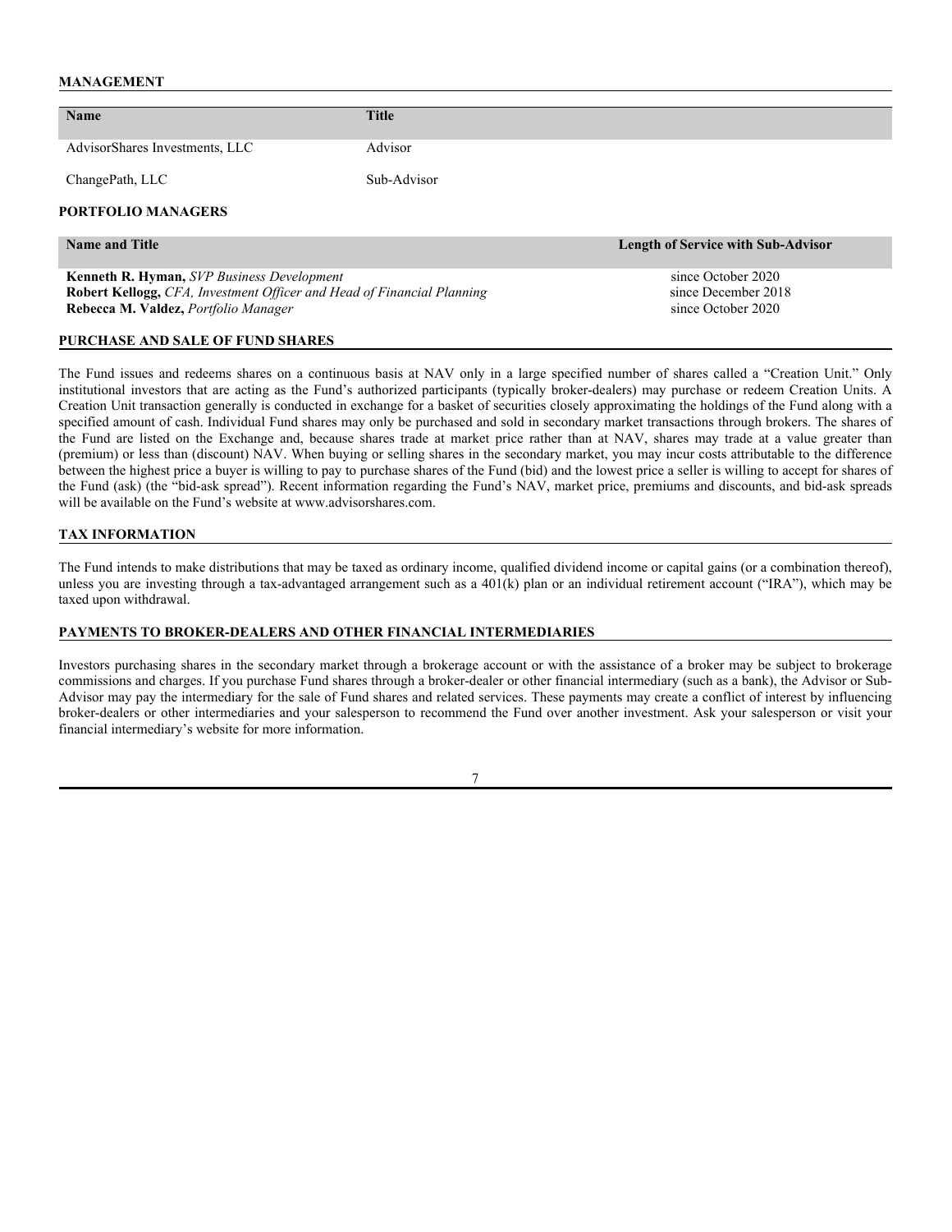## MANAGEMENT

| Name | Title |
|---|---|
| AdvisorShares Investments, LLC | Advisor |
| ChangePath, LLC | Sub-Advisor |

## PORTFOLIO MANAGERS

| Name and Title | Length of Service with Sub-Advisor |
|---|---|
| **Kenneth R. Hyman,** *SVP Business Development* | since October 2020 |
| **Robert Kellogg,** *CFA, Investment Officer and Head of Financial Planning* | since December 2018 |
| **Rebecca M. Valdez,** *Portfolio Manager* | since October 2020 |

## PURCHASE AND SALE OF FUND SHARES

The Fund issues and redeems shares on a continuous basis at NAV only in a large specified number of shares called a "Creation Unit." Only institutional investors that are acting as the Fund's authorized participants (typically broker-dealers) may purchase or redeem Creation Units. A Creation Unit transaction generally is conducted in exchange for a basket of securities closely approximating the holdings of the Fund along with a specified amount of cash. Individual Fund shares may only be purchased and sold in secondary market transactions through brokers. The shares of the Fund are listed on the Exchange and, because shares trade at market price rather than at NAV, shares may trade at a value greater than (premium) or less than (discount) NAV. When buying or selling shares in the secondary market, you may incur costs attributable to the difference between the highest price a buyer is willing to pay to purchase shares of the Fund (bid) and the lowest price a seller is willing to accept for shares of the Fund (ask) (the "bid-ask spread"). Recent information regarding the Fund's NAV, market price, premiums and discounts, and bid-ask spreads will be available on the Fund's website at www.advisorshares.com.

## TAX INFORMATION

The Fund intends to make distributions that may be taxed as ordinary income, qualified dividend income or capital gains (or a combination thereof), unless you are investing through a tax-advantaged arrangement such as a 401(k) plan or an individual retirement account ("IRA"), which may be taxed upon withdrawal.

## PAYMENTS TO BROKER-DEALERS AND OTHER FINANCIAL INTERMEDIARIES

Investors purchasing shares in the secondary market through a brokerage account or with the assistance of a broker may be subject to brokerage commissions and charges. If you purchase Fund shares through a broker-dealer or other financial intermediary (such as a bank), the Advisor or Sub-Advisor may pay the intermediary for the sale of Fund shares and related services. These payments may create a conflict of interest by influencing broker-dealers or other intermediaries and your salesperson to recommend the Fund over another investment. Ask your salesperson or visit your financial intermediary's website for more information.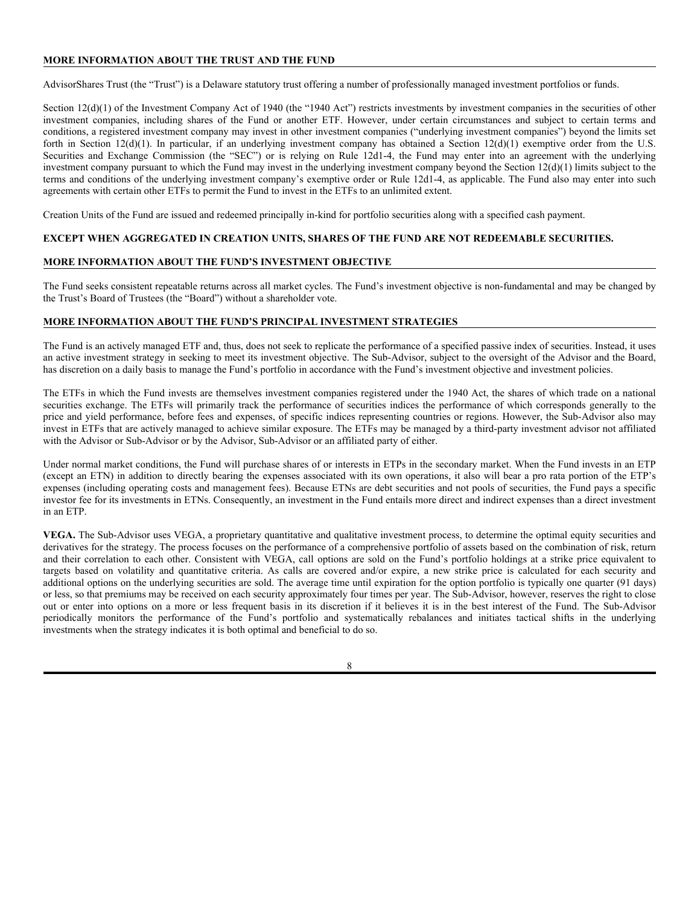## MORE INFORMATION ABOUT THE TRUST AND THE FUND

AdvisorShares Trust (the "Trust") is a Delaware statutory trust offering a number of professionally managed investment portfolios or funds.

Section 12(d)(1) of the Investment Company Act of 1940 (the "1940 Act") restricts investments by investment companies in the securities of other investment companies, including shares of the Fund or another ETF. However, under certain circumstances and subject to certain terms and conditions, a registered investment company may invest in other investment companies ("underlying investment companies") beyond the limits set forth in Section 12(d)(1). In particular, if an underlying investment company has obtained a Section 12(d)(1) exemptive order from the U.S. Securities and Exchange Commission (the "SEC") or is relying on Rule 12d1-4, the Fund may enter into an agreement with the underlying investment company pursuant to which the Fund may invest in the underlying investment company beyond the Section 12(d)(1) limits subject to the terms and conditions of the underlying investment company's exemptive order or Rule 12d1-4, as applicable. The Fund also may enter into such agreements with certain other ETFs to permit the Fund to invest in the ETFs to an unlimited extent.

Creation Units of the Fund are issued and redeemed principally in-kind for portfolio securities along with a specified cash payment.

**EXCEPT WHEN AGGREGATED IN CREATION UNITS, SHARES OF THE FUND ARE NOT REDEEMABLE SECURITIES.**

## MORE INFORMATION ABOUT THE FUND'S INVESTMENT OBJECTIVE

The Fund seeks consistent repeatable returns across all market cycles. The Fund's investment objective is non-fundamental and may be changed by the Trust's Board of Trustees (the "Board") without a shareholder vote.

## MORE INFORMATION ABOUT THE FUND'S PRINCIPAL INVESTMENT STRATEGIES

The Fund is an actively managed ETF and, thus, does not seek to replicate the performance of a specified passive index of securities. Instead, it uses an active investment strategy in seeking to meet its investment objective. The Sub-Advisor, subject to the oversight of the Advisor and the Board, has discretion on a daily basis to manage the Fund's portfolio in accordance with the Fund's investment objective and investment policies.

The ETFs in which the Fund invests are themselves investment companies registered under the 1940 Act, the shares of which trade on a national securities exchange. The ETFs will primarily track the performance of securities indices the performance of which corresponds generally to the price and yield performance, before fees and expenses, of specific indices representing countries or regions. However, the Sub-Advisor also may invest in ETFs that are actively managed to achieve similar exposure. The ETFs may be managed by a third-party investment advisor not affiliated with the Advisor or Sub-Advisor or by the Advisor, Sub-Advisor or an affiliated party of either.

Under normal market conditions, the Fund will purchase shares of or interests in ETPs in the secondary market. When the Fund invests in an ETP (except an ETN) in addition to directly bearing the expenses associated with its own operations, it also will bear a pro rata portion of the ETP's expenses (including operating costs and management fees). Because ETNs are debt securities and not pools of securities, the Fund pays a specific investor fee for its investments in ETNs. Consequently, an investment in the Fund entails more direct and indirect expenses than a direct investment in an ETP.

**VEGA.** The Sub-Advisor uses VEGA, a proprietary quantitative and qualitative investment process, to determine the optimal equity securities and derivatives for the strategy. The process focuses on the performance of a comprehensive portfolio of assets based on the combination of risk, return and their correlation to each other. Consistent with VEGA, call options are sold on the Fund's portfolio holdings at a strike price equivalent to targets based on volatility and quantitative criteria. As calls are covered and/or expire, a new strike price is calculated for each security and additional options on the underlying securities are sold. The average time until expiration for the option portfolio is typically one quarter (91 days) or less, so that premiums may be received on each security approximately four times per year. The Sub-Advisor, however, reserves the right to close out or enter into options on a more or less frequent basis in its discretion if it believes it is in the best interest of the Fund. The Sub-Advisor periodically monitors the performance of the Fund's portfolio and systematically rebalances and initiates tactical shifts in the underlying investments when the strategy indicates it is both optimal and beneficial to do so.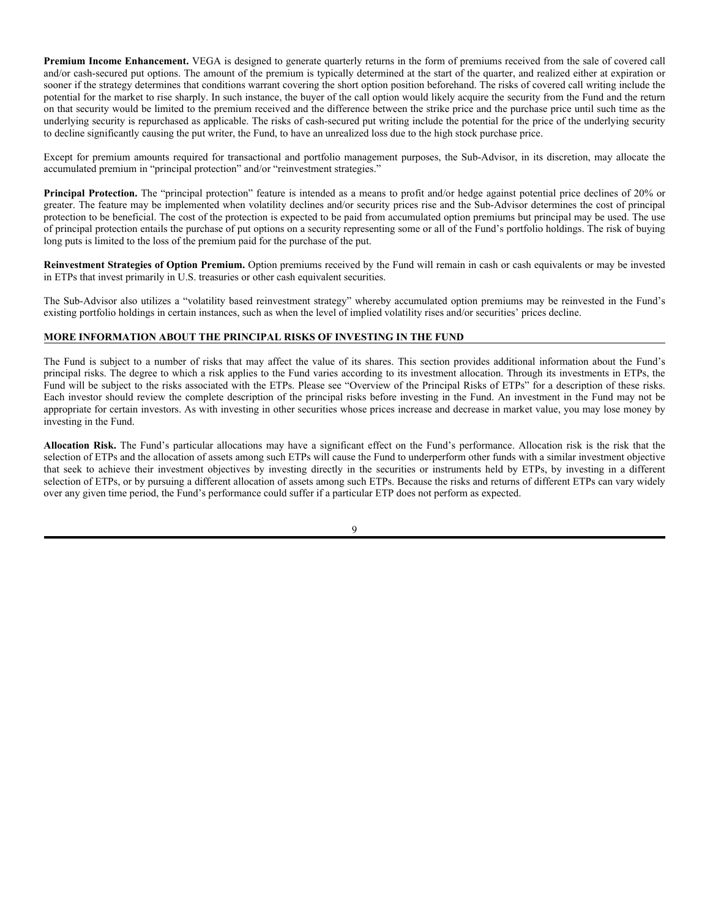**Premium Income Enhancement.** VEGA is designed to generate quarterly returns in the form of premiums received from the sale of covered call and/or cash-secured put options. The amount of the premium is typically determined at the start of the quarter, and realized either at expiration or sooner if the strategy determines that conditions warrant covering the short option position beforehand. The risks of covered call writing include the potential for the market to rise sharply. In such instance, the buyer of the call option would likely acquire the security from the Fund and the return on that security would be limited to the premium received and the difference between the strike price and the purchase price until such time as the underlying security is repurchased as applicable. The risks of cash-secured put writing include the potential for the price of the underlying security to decline significantly causing the put writer, the Fund, to have an unrealized loss due to the high stock purchase price.

Except for premium amounts required for transactional and portfolio management purposes, the Sub-Advisor, in its discretion, may allocate the accumulated premium in "principal protection" and/or "reinvestment strategies."

**Principal Protection.** The "principal protection" feature is intended as a means to profit and/or hedge against potential price declines of 20% or greater. The feature may be implemented when volatility declines and/or security prices rise and the Sub-Advisor determines the cost of principal protection to be beneficial. The cost of the protection is expected to be paid from accumulated option premiums but principal may be used. The use of principal protection entails the purchase of put options on a security representing some or all of the Fund's portfolio holdings. The risk of buying long puts is limited to the loss of the premium paid for the purchase of the put.

**Reinvestment Strategies of Option Premium.** Option premiums received by the Fund will remain in cash or cash equivalents or may be invested in ETPs that invest primarily in U.S. treasuries or other cash equivalent securities.

The Sub-Advisor also utilizes a "volatility based reinvestment strategy" whereby accumulated option premiums may be reinvested in the Fund's existing portfolio holdings in certain instances, such as when the level of implied volatility rises and/or securities' prices decline.

## MORE INFORMATION ABOUT THE PRINCIPAL RISKS OF INVESTING IN THE FUND

The Fund is subject to a number of risks that may affect the value of its shares. This section provides additional information about the Fund's principal risks. The degree to which a risk applies to the Fund varies according to its investment allocation. Through its investments in ETPs, the Fund will be subject to the risks associated with the ETPs. Please see "Overview of the Principal Risks of ETPs" for a description of these risks. Each investor should review the complete description of the principal risks before investing in the Fund. An investment in the Fund may not be appropriate for certain investors. As with investing in other securities whose prices increase and decrease in market value, you may lose money by investing in the Fund.

**Allocation Risk.** The Fund's particular allocations may have a significant effect on the Fund's performance. Allocation risk is the risk that the selection of ETPs and the allocation of assets among such ETPs will cause the Fund to underperform other funds with a similar investment objective that seek to achieve their investment objectives by investing directly in the securities or instruments held by ETPs, by investing in a different selection of ETPs, or by pursuing a different allocation of assets among such ETPs. Because the risks and returns of different ETPs can vary widely over any given time period, the Fund's performance could suffer if a particular ETP does not perform as expected.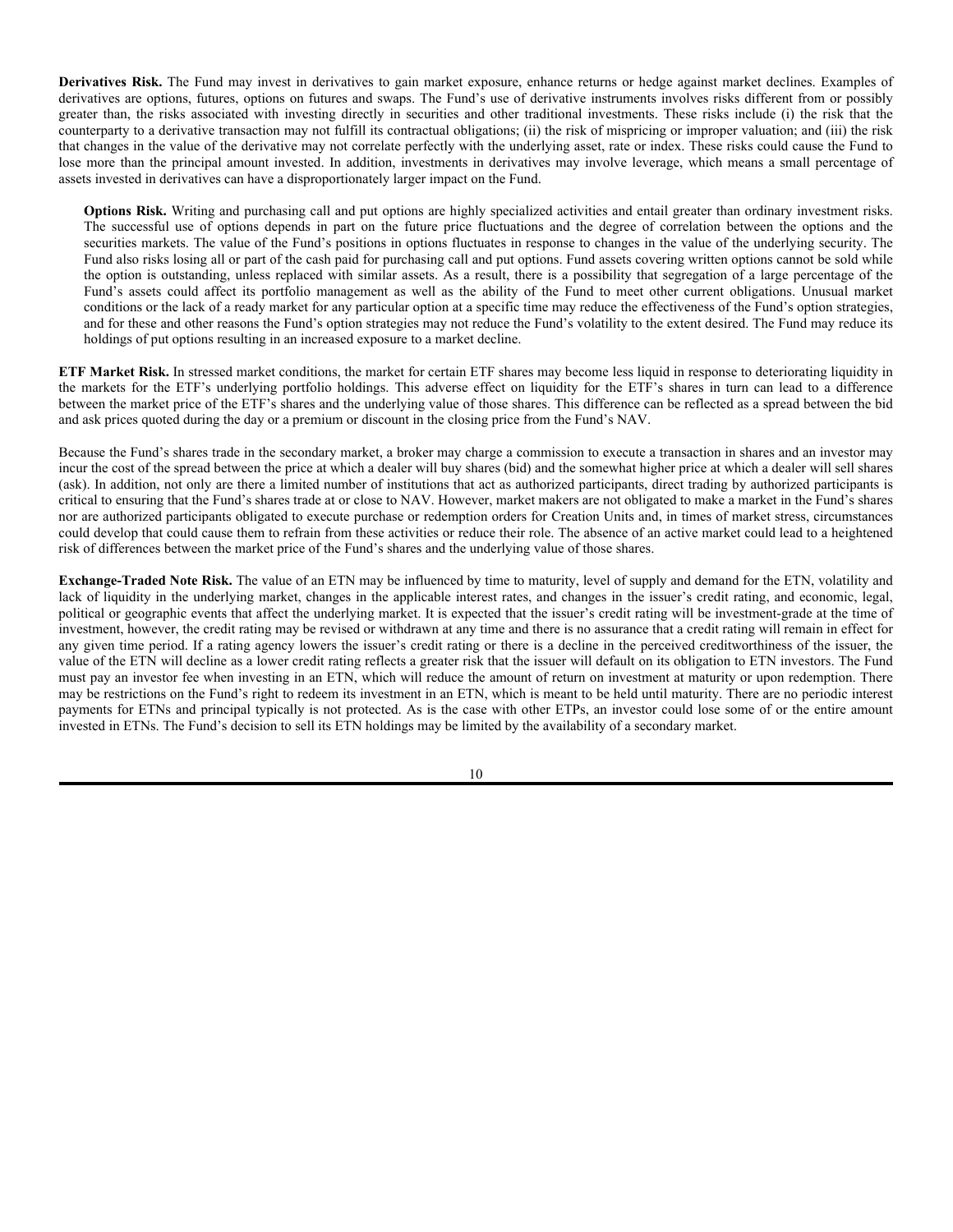**Derivatives Risk.** The Fund may invest in derivatives to gain market exposure, enhance returns or hedge against market declines. Examples of derivatives are options, futures, options on futures and swaps. The Fund's use of derivative instruments involves risks different from or possibly greater than, the risks associated with investing directly in securities and other traditional investments. These risks include (i) the risk that the counterparty to a derivative transaction may not fulfill its contractual obligations; (ii) the risk of mispricing or improper valuation; and (iii) the risk that changes in the value of the derivative may not correlate perfectly with the underlying asset, rate or index. These risks could cause the Fund to lose more than the principal amount invested. In addition, investments in derivatives may involve leverage, which means a small percentage of assets invested in derivatives can have a disproportionately larger impact on the Fund.

**Options Risk.** Writing and purchasing call and put options are highly specialized activities and entail greater than ordinary investment risks. The successful use of options depends in part on the future price fluctuations and the degree of correlation between the options and the securities markets. The value of the Fund's positions in options fluctuates in response to changes in the value of the underlying security. The Fund also risks losing all or part of the cash paid for purchasing call and put options. Fund assets covering written options cannot be sold while the option is outstanding, unless replaced with similar assets. As a result, there is a possibility that segregation of a large percentage of the Fund's assets could affect its portfolio management as well as the ability of the Fund to meet other current obligations. Unusual market conditions or the lack of a ready market for any particular option at a specific time may reduce the effectiveness of the Fund's option strategies, and for these and other reasons the Fund's option strategies may not reduce the Fund's volatility to the extent desired. The Fund may reduce its holdings of put options resulting in an increased exposure to a market decline.

**ETF Market Risk.** In stressed market conditions, the market for certain ETF shares may become less liquid in response to deteriorating liquidity in the markets for the ETF's underlying portfolio holdings. This adverse effect on liquidity for the ETF's shares in turn can lead to a difference between the market price of the ETF's shares and the underlying value of those shares. This difference can be reflected as a spread between the bid and ask prices quoted during the day or a premium or discount in the closing price from the Fund's NAV.

Because the Fund's shares trade in the secondary market, a broker may charge a commission to execute a transaction in shares and an investor may incur the cost of the spread between the price at which a dealer will buy shares (bid) and the somewhat higher price at which a dealer will sell shares (ask). In addition, not only are there a limited number of institutions that act as authorized participants, direct trading by authorized participants is critical to ensuring that the Fund's shares trade at or close to NAV. However, market makers are not obligated to make a market in the Fund's shares nor are authorized participants obligated to execute purchase or redemption orders for Creation Units and, in times of market stress, circumstances could develop that could cause them to refrain from these activities or reduce their role. The absence of an active market could lead to a heightened risk of differences between the market price of the Fund's shares and the underlying value of those shares.

**Exchange-Traded Note Risk.** The value of an ETN may be influenced by time to maturity, level of supply and demand for the ETN, volatility and lack of liquidity in the underlying market, changes in the applicable interest rates, and changes in the issuer's credit rating, and economic, legal, political or geographic events that affect the underlying market. It is expected that the issuer's credit rating will be investment-grade at the time of investment, however, the credit rating may be revised or withdrawn at any time and there is no assurance that a credit rating will remain in effect for any given time period. If a rating agency lowers the issuer's credit rating or there is a decline in the perceived creditworthiness of the issuer, the value of the ETN will decline as a lower credit rating reflects a greater risk that the issuer will default on its obligation to ETN investors. The Fund must pay an investor fee when investing in an ETN, which will reduce the amount of return on investment at maturity or upon redemption. There may be restrictions on the Fund's right to redeem its investment in an ETN, which is meant to be held until maturity. There are no periodic interest payments for ETNs and principal typically is not protected. As is the case with other ETPs, an investor could lose some of or the entire amount invested in ETNs. The Fund's decision to sell its ETN holdings may be limited by the availability of a secondary market.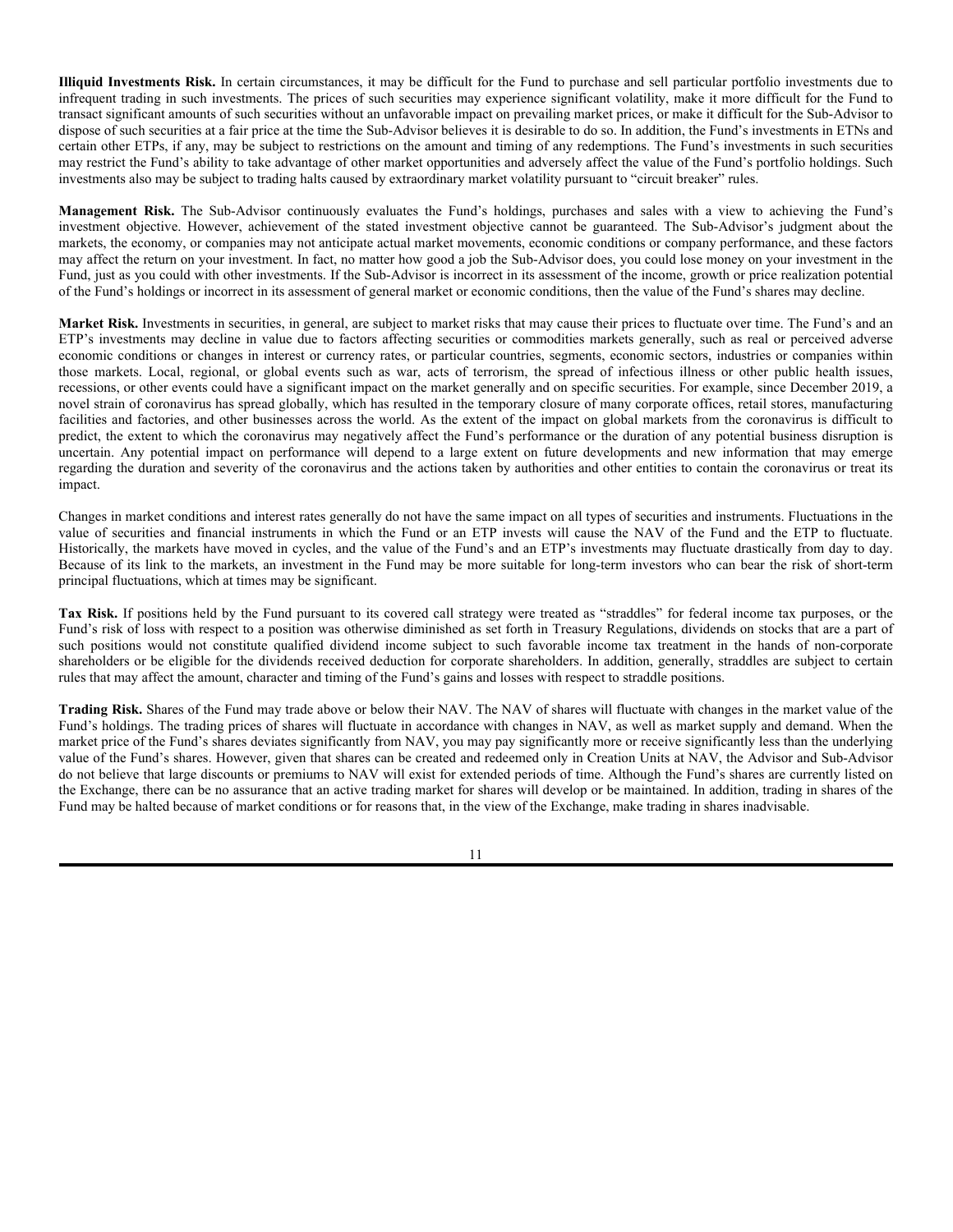**Illiquid Investments Risk.** In certain circumstances, it may be difficult for the Fund to purchase and sell particular portfolio investments due to infrequent trading in such investments. The prices of such securities may experience significant volatility, make it more difficult for the Fund to transact significant amounts of such securities without an unfavorable impact on prevailing market prices, or make it difficult for the Sub-Advisor to dispose of such securities at a fair price at the time the Sub-Advisor believes it is desirable to do so. In addition, the Fund's investments in ETNs and certain other ETPs, if any, may be subject to restrictions on the amount and timing of any redemptions. The Fund's investments in such securities may restrict the Fund's ability to take advantage of other market opportunities and adversely affect the value of the Fund's portfolio holdings. Such investments also may be subject to trading halts caused by extraordinary market volatility pursuant to "circuit breaker" rules.

**Management Risk.** The Sub-Advisor continuously evaluates the Fund's holdings, purchases and sales with a view to achieving the Fund's investment objective. However, achievement of the stated investment objective cannot be guaranteed. The Sub-Advisor's judgment about the markets, the economy, or companies may not anticipate actual market movements, economic conditions or company performance, and these factors may affect the return on your investment. In fact, no matter how good a job the Sub-Advisor does, you could lose money on your investment in the Fund, just as you could with other investments. If the Sub-Advisor is incorrect in its assessment of the income, growth or price realization potential of the Fund's holdings or incorrect in its assessment of general market or economic conditions, then the value of the Fund's shares may decline.

**Market Risk.** Investments in securities, in general, are subject to market risks that may cause their prices to fluctuate over time. The Fund's and an ETP's investments may decline in value due to factors affecting securities or commodities markets generally, such as real or perceived adverse economic conditions or changes in interest or currency rates, or particular countries, segments, economic sectors, industries or companies within those markets. Local, regional, or global events such as war, acts of terrorism, the spread of infectious illness or other public health issues, recessions, or other events could have a significant impact on the market generally and on specific securities. For example, since December 2019, a novel strain of coronavirus has spread globally, which has resulted in the temporary closure of many corporate offices, retail stores, manufacturing facilities and factories, and other businesses across the world. As the extent of the impact on global markets from the coronavirus is difficult to predict, the extent to which the coronavirus may negatively affect the Fund's performance or the duration of any potential business disruption is uncertain. Any potential impact on performance will depend to a large extent on future developments and new information that may emerge regarding the duration and severity of the coronavirus and the actions taken by authorities and other entities to contain the coronavirus or treat its impact.

Changes in market conditions and interest rates generally do not have the same impact on all types of securities and instruments. Fluctuations in the value of securities and financial instruments in which the Fund or an ETP invests will cause the NAV of the Fund and the ETP to fluctuate. Historically, the markets have moved in cycles, and the value of the Fund's and an ETP's investments may fluctuate drastically from day to day. Because of its link to the markets, an investment in the Fund may be more suitable for long-term investors who can bear the risk of short-term principal fluctuations, which at times may be significant.

**Tax Risk.** If positions held by the Fund pursuant to its covered call strategy were treated as "straddles" for federal income tax purposes, or the Fund's risk of loss with respect to a position was otherwise diminished as set forth in Treasury Regulations, dividends on stocks that are a part of such positions would not constitute qualified dividend income subject to such favorable income tax treatment in the hands of non-corporate shareholders or be eligible for the dividends received deduction for corporate shareholders. In addition, generally, straddles are subject to certain rules that may affect the amount, character and timing of the Fund's gains and losses with respect to straddle positions.

**Trading Risk.** Shares of the Fund may trade above or below their NAV. The NAV of shares will fluctuate with changes in the market value of the Fund's holdings. The trading prices of shares will fluctuate in accordance with changes in NAV, as well as market supply and demand. When the market price of the Fund's shares deviates significantly from NAV, you may pay significantly more or receive significantly less than the underlying value of the Fund's shares. However, given that shares can be created and redeemed only in Creation Units at NAV, the Advisor and Sub-Advisor do not believe that large discounts or premiums to NAV will exist for extended periods of time. Although the Fund's shares are currently listed on the Exchange, there can be no assurance that an active trading market for shares will develop or be maintained. In addition, trading in shares of the Fund may be halted because of market conditions or for reasons that, in the view of the Exchange, make trading in shares inadvisable.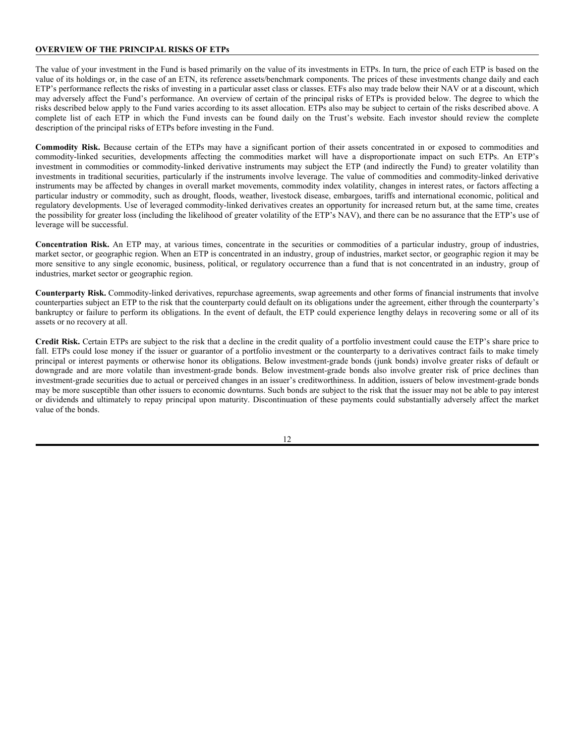## OVERVIEW OF THE PRINCIPAL RISKS OF ETPs

The value of your investment in the Fund is based primarily on the value of its investments in ETPs. In turn, the price of each ETP is based on the value of its holdings or, in the case of an ETN, its reference assets/benchmark components. The prices of these investments change daily and each ETP's performance reflects the risks of investing in a particular asset class or classes. ETFs also may trade below their NAV or at a discount, which may adversely affect the Fund's performance. An overview of certain of the principal risks of ETPs is provided below. The degree to which the risks described below apply to the Fund varies according to its asset allocation. ETPs also may be subject to certain of the risks described above. A complete list of each ETP in which the Fund invests can be found daily on the Trust's website. Each investor should review the complete description of the principal risks of ETPs before investing in the Fund.

**Commodity Risk.** Because certain of the ETPs may have a significant portion of their assets concentrated in or exposed to commodities and commodity-linked securities, developments affecting the commodities market will have a disproportionate impact on such ETPs. An ETP's investment in commodities or commodity-linked derivative instruments may subject the ETP (and indirectly the Fund) to greater volatility than investments in traditional securities, particularly if the instruments involve leverage. The value of commodities and commodity-linked derivative instruments may be affected by changes in overall market movements, commodity index volatility, changes in interest rates, or factors affecting a particular industry or commodity, such as drought, floods, weather, livestock disease, embargoes, tariffs and international economic, political and regulatory developments. Use of leveraged commodity-linked derivatives creates an opportunity for increased return but, at the same time, creates the possibility for greater loss (including the likelihood of greater volatility of the ETP's NAV), and there can be no assurance that the ETP's use of leverage will be successful.

**Concentration Risk.** An ETP may, at various times, concentrate in the securities or commodities of a particular industry, group of industries, market sector, or geographic region. When an ETP is concentrated in an industry, group of industries, market sector, or geographic region it may be more sensitive to any single economic, business, political, or regulatory occurrence than a fund that is not concentrated in an industry, group of industries, market sector or geographic region.

**Counterparty Risk.** Commodity-linked derivatives, repurchase agreements, swap agreements and other forms of financial instruments that involve counterparties subject an ETP to the risk that the counterparty could default on its obligations under the agreement, either through the counterparty's bankruptcy or failure to perform its obligations. In the event of default, the ETP could experience lengthy delays in recovering some or all of its assets or no recovery at all.

**Credit Risk.** Certain ETPs are subject to the risk that a decline in the credit quality of a portfolio investment could cause the ETP's share price to fall. ETPs could lose money if the issuer or guarantor of a portfolio investment or the counterparty to a derivatives contract fails to make timely principal or interest payments or otherwise honor its obligations. Below investment-grade bonds (junk bonds) involve greater risks of default or downgrade and are more volatile than investment-grade bonds. Below investment-grade bonds also involve greater risk of price declines than investment-grade securities due to actual or perceived changes in an issuer's creditworthiness. In addition, issuers of below investment-grade bonds may be more susceptible than other issuers to economic downturns. Such bonds are subject to the risk that the issuer may not be able to pay interest or dividends and ultimately to repay principal upon maturity. Discontinuation of these payments could substantially adversely affect the market value of the bonds.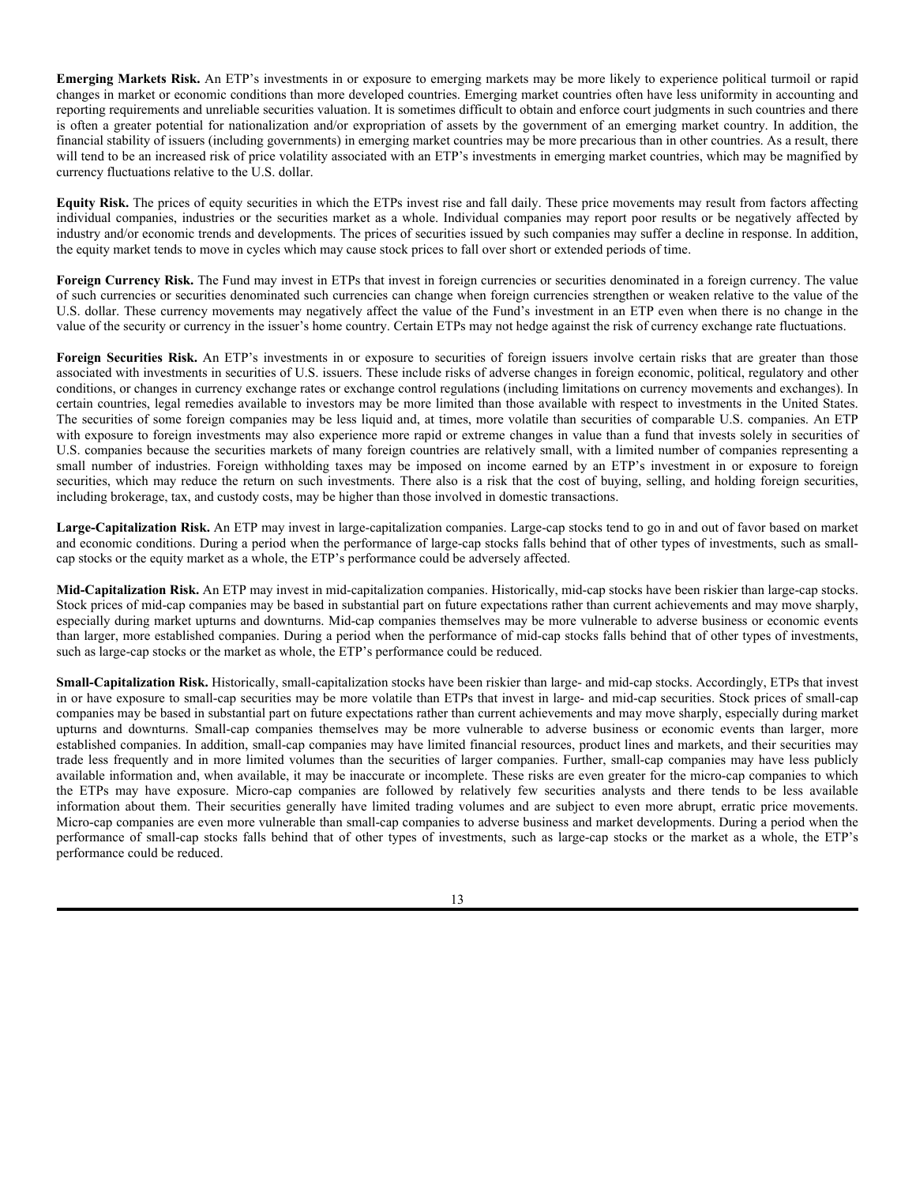**Emerging Markets Risk.** An ETP's investments in or exposure to emerging markets may be more likely to experience political turmoil or rapid changes in market or economic conditions than more developed countries. Emerging market countries often have less uniformity in accounting and reporting requirements and unreliable securities valuation. It is sometimes difficult to obtain and enforce court judgments in such countries and there is often a greater potential for nationalization and/or expropriation of assets by the government of an emerging market country. In addition, the financial stability of issuers (including governments) in emerging market countries may be more precarious than in other countries. As a result, there will tend to be an increased risk of price volatility associated with an ETP's investments in emerging market countries, which may be magnified by currency fluctuations relative to the U.S. dollar.

**Equity Risk.** The prices of equity securities in which the ETPs invest rise and fall daily. These price movements may result from factors affecting individual companies, industries or the securities market as a whole. Individual companies may report poor results or be negatively affected by industry and/or economic trends and developments. The prices of securities issued by such companies may suffer a decline in response. In addition, the equity market tends to move in cycles which may cause stock prices to fall over short or extended periods of time.

**Foreign Currency Risk.** The Fund may invest in ETPs that invest in foreign currencies or securities denominated in a foreign currency. The value of such currencies or securities denominated such currencies can change when foreign currencies strengthen or weaken relative to the value of the U.S. dollar. These currency movements may negatively affect the value of the Fund's investment in an ETP even when there is no change in the value of the security or currency in the issuer's home country. Certain ETPs may not hedge against the risk of currency exchange rate fluctuations.

**Foreign Securities Risk.** An ETP's investments in or exposure to securities of foreign issuers involve certain risks that are greater than those associated with investments in securities of U.S. issuers. These include risks of adverse changes in foreign economic, political, regulatory and other conditions, or changes in currency exchange rates or exchange control regulations (including limitations on currency movements and exchanges). In certain countries, legal remedies available to investors may be more limited than those available with respect to investments in the United States. The securities of some foreign companies may be less liquid and, at times, more volatile than securities of comparable U.S. companies. An ETP with exposure to foreign investments may also experience more rapid or extreme changes in value than a fund that invests solely in securities of U.S. companies because the securities markets of many foreign countries are relatively small, with a limited number of companies representing a small number of industries. Foreign withholding taxes may be imposed on income earned by an ETP's investment in or exposure to foreign securities, which may reduce the return on such investments. There also is a risk that the cost of buying, selling, and holding foreign securities, including brokerage, tax, and custody costs, may be higher than those involved in domestic transactions.

**Large-Capitalization Risk.** An ETP may invest in large-capitalization companies. Large-cap stocks tend to go in and out of favor based on market and economic conditions. During a period when the performance of large-cap stocks falls behind that of other types of investments, such as small-cap stocks or the equity market as a whole, the ETP's performance could be adversely affected.

**Mid-Capitalization Risk.** An ETP may invest in mid-capitalization companies. Historically, mid-cap stocks have been riskier than large-cap stocks. Stock prices of mid-cap companies may be based in substantial part on future expectations rather than current achievements and may move sharply, especially during market upturns and downturns. Mid-cap companies themselves may be more vulnerable to adverse business or economic events than larger, more established companies. During a period when the performance of mid-cap stocks falls behind that of other types of investments, such as large-cap stocks or the market as whole, the ETP's performance could be reduced.

**Small-Capitalization Risk.** Historically, small-capitalization stocks have been riskier than large- and mid-cap stocks. Accordingly, ETPs that invest in or have exposure to small-cap securities may be more volatile than ETPs that invest in large- and mid-cap securities. Stock prices of small-cap companies may be based in substantial part on future expectations rather than current achievements and may move sharply, especially during market upturns and downturns. Small-cap companies themselves may be more vulnerable to adverse business or economic events than larger, more established companies. In addition, small-cap companies may have limited financial resources, product lines and markets, and their securities may trade less frequently and in more limited volumes than the securities of larger companies. Further, small-cap companies may have less publicly available information and, when available, it may be inaccurate or incomplete. These risks are even greater for the micro-cap companies to which the ETPs may have exposure. Micro-cap companies are followed by relatively few securities analysts and there tends to be less available information about them. Their securities generally have limited trading volumes and are subject to even more abrupt, erratic price movements. Micro-cap companies are even more vulnerable than small-cap companies to adverse business and market developments. During a period when the performance of small-cap stocks falls behind that of other types of investments, such as large-cap stocks or the market as a whole, the ETP's performance could be reduced.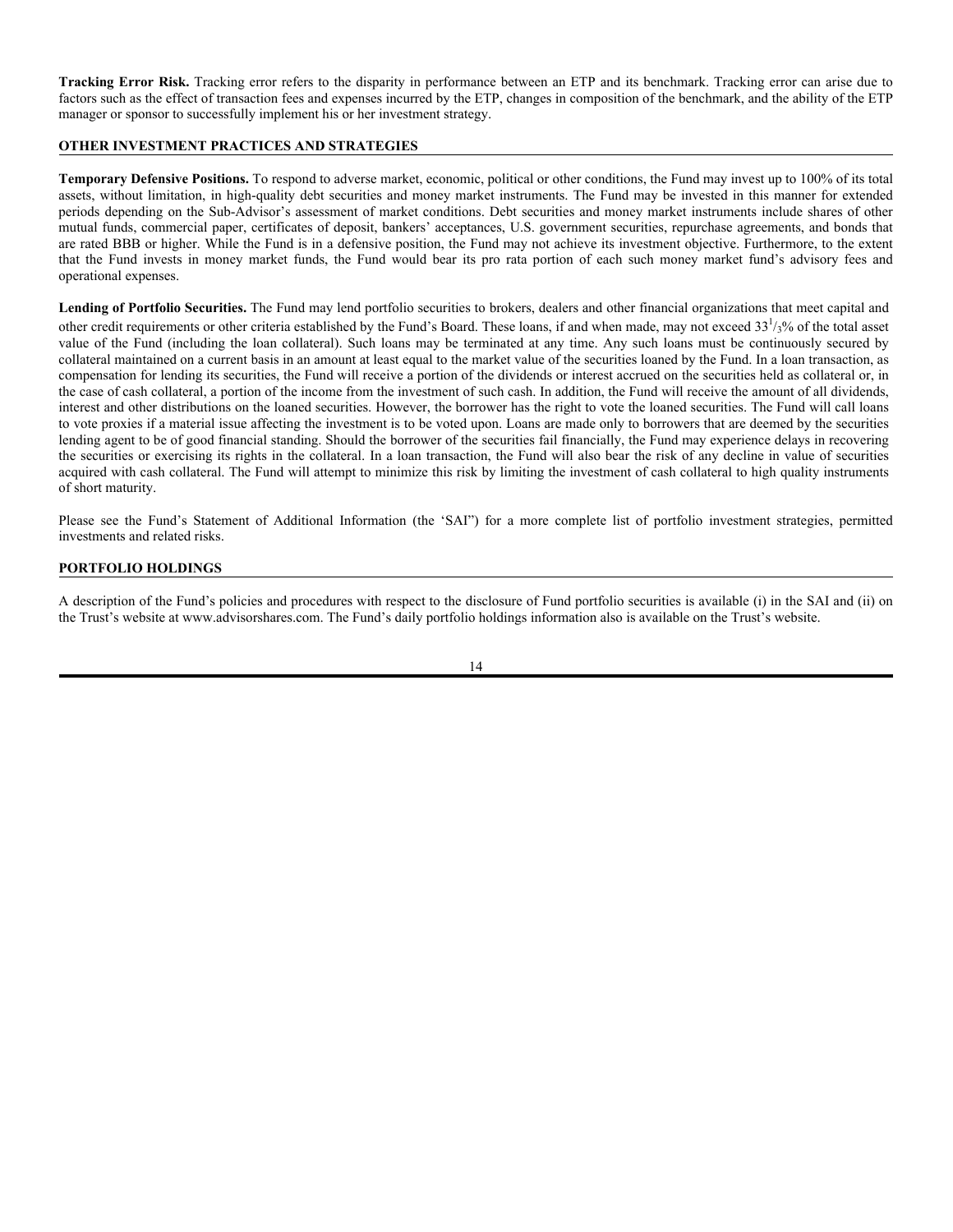**Tracking Error Risk.** Tracking error refers to the disparity in performance between an ETP and its benchmark. Tracking error can arise due to factors such as the effect of transaction fees and expenses incurred by the ETP, changes in composition of the benchmark, and the ability of the ETP manager or sponsor to successfully implement his or her investment strategy.

## OTHER INVESTMENT PRACTICES AND STRATEGIES

**Temporary Defensive Positions.** To respond to adverse market, economic, political or other conditions, the Fund may invest up to 100% of its total assets, without limitation, in high-quality debt securities and money market instruments. The Fund may be invested in this manner for extended periods depending on the Sub-Advisor's assessment of market conditions. Debt securities and money market instruments include shares of other mutual funds, commercial paper, certificates of deposit, bankers' acceptances, U.S. government securities, repurchase agreements, and bonds that are rated BBB or higher. While the Fund is in a defensive position, the Fund may not achieve its investment objective. Furthermore, to the extent that the Fund invests in money market funds, the Fund would bear its pro rata portion of each such money market fund's advisory fees and operational expenses.

**Lending of Portfolio Securities.** The Fund may lend portfolio securities to brokers, dealers and other financial organizations that meet capital and other credit requirements or other criteria established by the Fund's Board. These loans, if and when made, may not exceed 33$^{1}/_{3}$% of the total asset value of the Fund (including the loan collateral). Such loans may be terminated at any time. Any such loans must be continuously secured by collateral maintained on a current basis in an amount at least equal to the market value of the securities loaned by the Fund. In a loan transaction, as compensation for lending its securities, the Fund will receive a portion of the dividends or interest accrued on the securities held as collateral or, in the case of cash collateral, a portion of the income from the investment of such cash. In addition, the Fund will receive the amount of all dividends, interest and other distributions on the loaned securities. However, the borrower has the right to vote the loaned securities. The Fund will call loans to vote proxies if a material issue affecting the investment is to be voted upon. Loans are made only to borrowers that are deemed by the securities lending agent to be of good financial standing. Should the borrower of the securities fail financially, the Fund may experience delays in recovering the securities or exercising its rights in the collateral. In a loan transaction, the Fund will also bear the risk of any decline in value of securities acquired with cash collateral. The Fund will attempt to minimize this risk by limiting the investment of cash collateral to high quality instruments of short maturity.

Please see the Fund's Statement of Additional Information (the 'SAI") for a more complete list of portfolio investment strategies, permitted investments and related risks.

## PORTFOLIO HOLDINGS

A description of the Fund's policies and procedures with respect to the disclosure of Fund portfolio securities is available (i) in the SAI and (ii) on the Trust's website at www.advisorshares.com. The Fund's daily portfolio holdings information also is available on the Trust's website.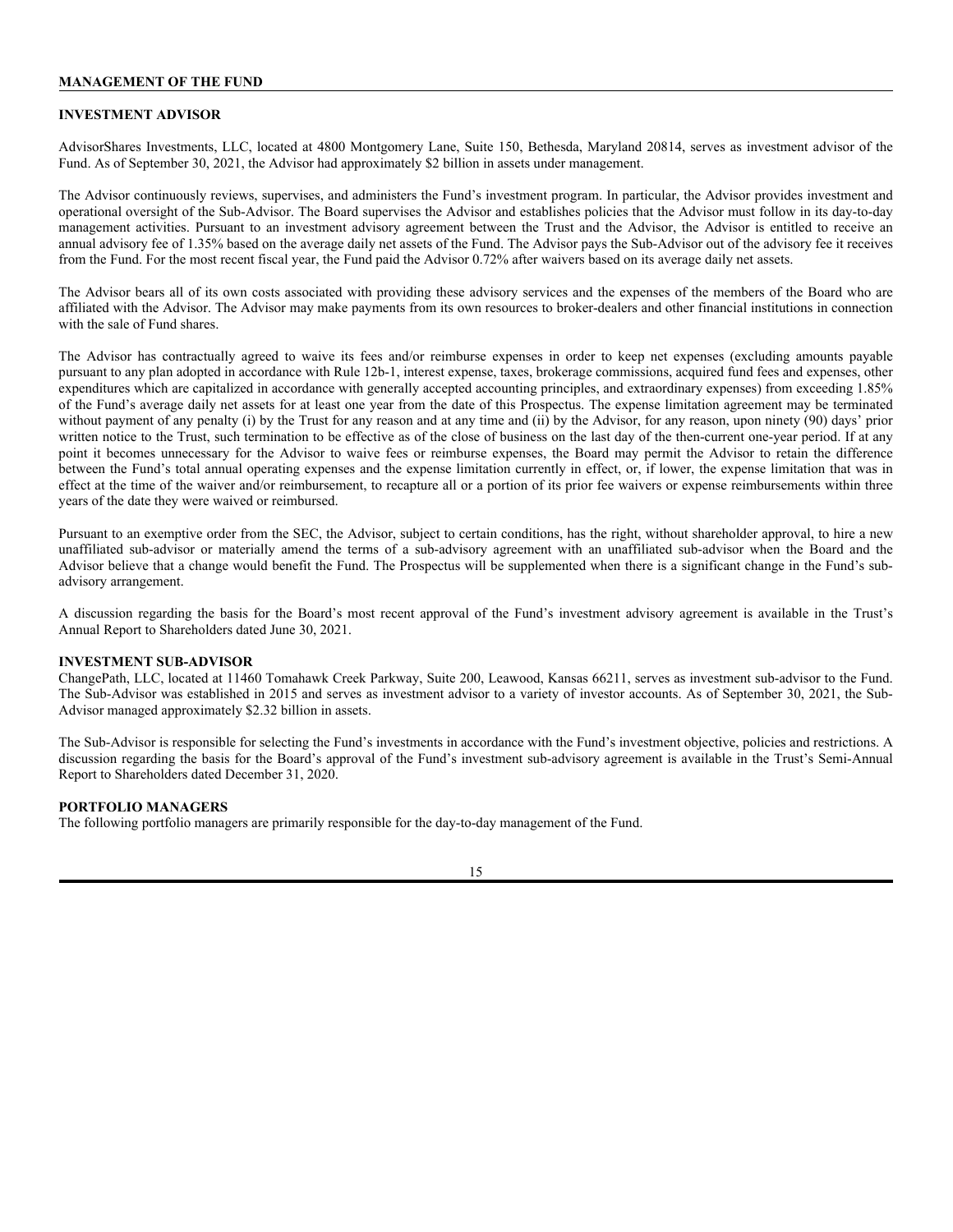## MANAGEMENT OF THE FUND

### INVESTMENT ADVISOR

AdvisorShares Investments, LLC, located at 4800 Montgomery Lane, Suite 150, Bethesda, Maryland 20814, serves as investment advisor of the Fund. As of September 30, 2021, the Advisor had approximately $2 billion in assets under management.

The Advisor continuously reviews, supervises, and administers the Fund's investment program. In particular, the Advisor provides investment and operational oversight of the Sub-Advisor. The Board supervises the Advisor and establishes policies that the Advisor must follow in its day-to-day management activities. Pursuant to an investment advisory agreement between the Trust and the Advisor, the Advisor is entitled to receive an annual advisory fee of 1.35% based on the average daily net assets of the Fund. The Advisor pays the Sub-Advisor out of the advisory fee it receives from the Fund. For the most recent fiscal year, the Fund paid the Advisor 0.72% after waivers based on its average daily net assets.

The Advisor bears all of its own costs associated with providing these advisory services and the expenses of the members of the Board who are affiliated with the Advisor. The Advisor may make payments from its own resources to broker-dealers and other financial institutions in connection with the sale of Fund shares.

The Advisor has contractually agreed to waive its fees and/or reimburse expenses in order to keep net expenses (excluding amounts payable pursuant to any plan adopted in accordance with Rule 12b-1, interest expense, taxes, brokerage commissions, acquired fund fees and expenses, other expenditures which are capitalized in accordance with generally accepted accounting principles, and extraordinary expenses) from exceeding 1.85% of the Fund's average daily net assets for at least one year from the date of this Prospectus. The expense limitation agreement may be terminated without payment of any penalty (i) by the Trust for any reason and at any time and (ii) by the Advisor, for any reason, upon ninety (90) days' prior written notice to the Trust, such termination to be effective as of the close of business on the last day of the then-current one-year period. If at any point it becomes unnecessary for the Advisor to waive fees or reimburse expenses, the Board may permit the Advisor to retain the difference between the Fund's total annual operating expenses and the expense limitation currently in effect, or, if lower, the expense limitation that was in effect at the time of the waiver and/or reimbursement, to recapture all or a portion of its prior fee waivers or expense reimbursements within three years of the date they were waived or reimbursed.

Pursuant to an exemptive order from the SEC, the Advisor, subject to certain conditions, has the right, without shareholder approval, to hire a new unaffiliated sub-advisor or materially amend the terms of a sub-advisory agreement with an unaffiliated sub-advisor when the Board and the Advisor believe that a change would benefit the Fund. The Prospectus will be supplemented when there is a significant change in the Fund's sub-advisory arrangement.

A discussion regarding the basis for the Board's most recent approval of the Fund's investment advisory agreement is available in the Trust's Annual Report to Shareholders dated June 30, 2021.

### INVESTMENT SUB-ADVISOR

ChangePath, LLC, located at 11460 Tomahawk Creek Parkway, Suite 200, Leawood, Kansas 66211, serves as investment sub-advisor to the Fund. The Sub-Advisor was established in 2015 and serves as investment advisor to a variety of investor accounts. As of September 30, 2021, the Sub-Advisor managed approximately $2.32 billion in assets.

The Sub-Advisor is responsible for selecting the Fund's investments in accordance with the Fund's investment objective, policies and restrictions. A discussion regarding the basis for the Board's approval of the Fund's investment sub-advisory agreement is available in the Trust's Semi-Annual Report to Shareholders dated December 31, 2020.

### PORTFOLIO MANAGERS

The following portfolio managers are primarily responsible for the day-to-day management of the Fund.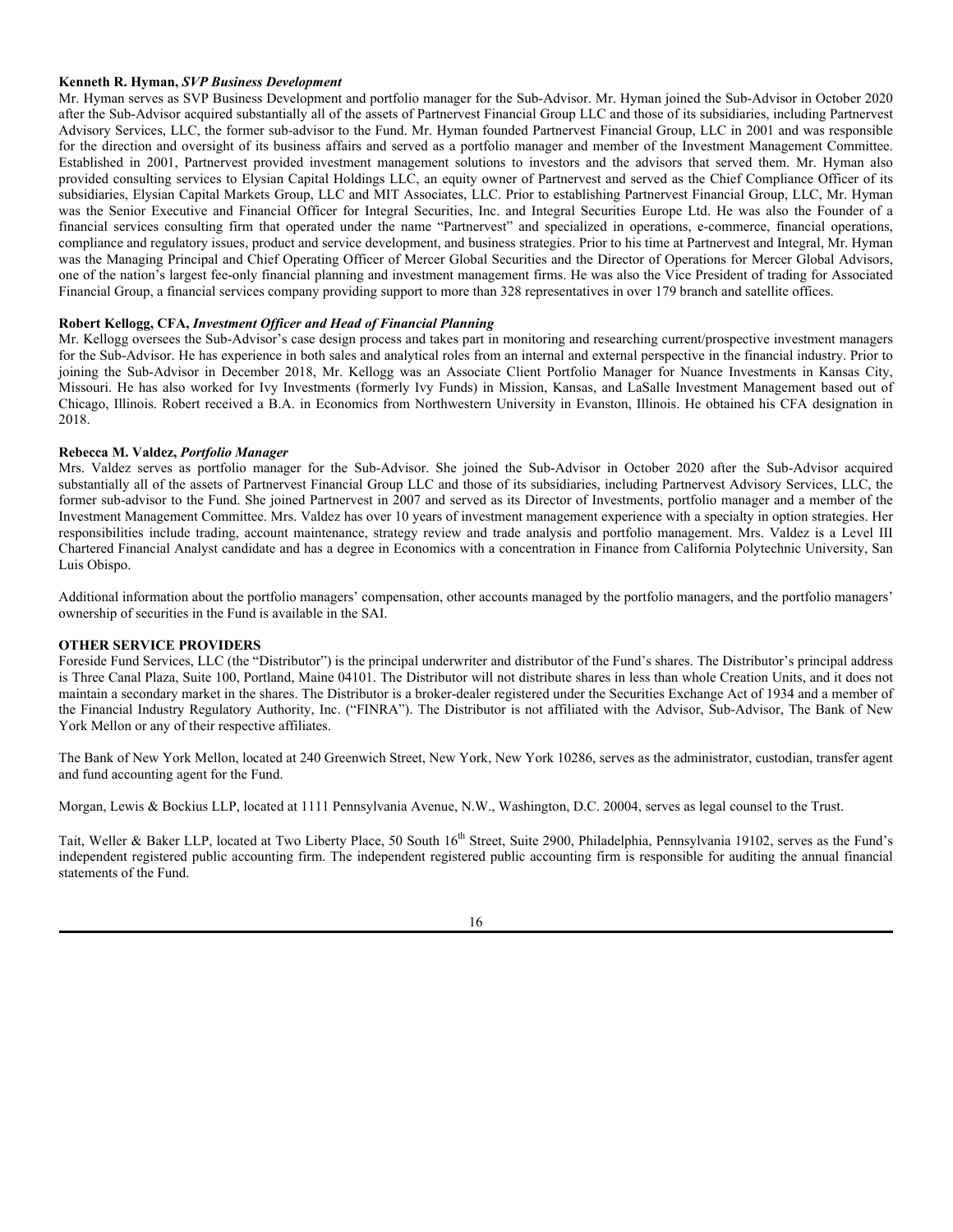**Kenneth R. Hyman,** ***SVP Business Development***

Mr. Hyman serves as SVP Business Development and portfolio manager for the Sub-Advisor. Mr. Hyman joined the Sub-Advisor in October 2020 after the Sub-Advisor acquired substantially all of the assets of Partnervest Financial Group LLC and those of its subsidiaries, including Partnervest Advisory Services, LLC, the former sub-advisor to the Fund. Mr. Hyman founded Partnervest Financial Group, LLC in 2001 and was responsible for the direction and oversight of its business affairs and served as a portfolio manager and member of the Investment Management Committee. Established in 2001, Partnervest provided investment management solutions to investors and the advisors that served them. Mr. Hyman also provided consulting services to Elysian Capital Holdings LLC, an equity owner of Partnervest and served as the Chief Compliance Officer of its subsidiaries, Elysian Capital Markets Group, LLC and MIT Associates, LLC. Prior to establishing Partnervest Financial Group, LLC, Mr. Hyman was the Senior Executive and Financial Officer for Integral Securities, Inc. and Integral Securities Europe Ltd. He was also the Founder of a financial services consulting firm that operated under the name "Partnervest" and specialized in operations, e-commerce, financial operations, compliance and regulatory issues, product and service development, and business strategies. Prior to his time at Partnervest and Integral, Mr. Hyman was the Managing Principal and Chief Operating Officer of Mercer Global Securities and the Director of Operations for Mercer Global Advisors, one of the nation's largest fee-only financial planning and investment management firms. He was also the Vice President of trading for Associated Financial Group, a financial services company providing support to more than 328 representatives in over 179 branch and satellite offices.

**Robert Kellogg, CFA,** ***Investment Officer and Head of Financial Planning***

Mr. Kellogg oversees the Sub-Advisor's case design process and takes part in monitoring and researching current/prospective investment managers for the Sub-Advisor. He has experience in both sales and analytical roles from an internal and external perspective in the financial industry. Prior to joining the Sub-Advisor in December 2018, Mr. Kellogg was an Associate Client Portfolio Manager for Nuance Investments in Kansas City, Missouri. He has also worked for Ivy Investments (formerly Ivy Funds) in Mission, Kansas, and LaSalle Investment Management based out of Chicago, Illinois. Robert received a B.A. in Economics from Northwestern University in Evanston, Illinois. He obtained his CFA designation in 2018.

**Rebecca M. Valdez,** ***Portfolio Manager***

Mrs. Valdez serves as portfolio manager for the Sub-Advisor. She joined the Sub-Advisor in October 2020 after the Sub-Advisor acquired substantially all of the assets of Partnervest Financial Group LLC and those of its subsidiaries, including Partnervest Advisory Services, LLC, the former sub-advisor to the Fund. She joined Partnervest in 2007 and served as its Director of Investments, portfolio manager and a member of the Investment Management Committee. Mrs. Valdez has over 10 years of investment management experience with a specialty in option strategies. Her responsibilities include trading, account maintenance, strategy review and trade analysis and portfolio management. Mrs. Valdez is a Level III Chartered Financial Analyst candidate and has a degree in Economics with a concentration in Finance from California Polytechnic University, San Luis Obispo.

Additional information about the portfolio managers' compensation, other accounts managed by the portfolio managers, and the portfolio managers' ownership of securities in the Fund is available in the SAI.

**OTHER SERVICE PROVIDERS**

Foreside Fund Services, LLC (the "Distributor") is the principal underwriter and distributor of the Fund's shares. The Distributor's principal address is Three Canal Plaza, Suite 100, Portland, Maine 04101. The Distributor will not distribute shares in less than whole Creation Units, and it does not maintain a secondary market in the shares. The Distributor is a broker-dealer registered under the Securities Exchange Act of 1934 and a member of the Financial Industry Regulatory Authority, Inc. ("FINRA"). The Distributor is not affiliated with the Advisor, Sub-Advisor, The Bank of New York Mellon or any of their respective affiliates.

The Bank of New York Mellon, located at 240 Greenwich Street, New York, New York 10286, serves as the administrator, custodian, transfer agent and fund accounting agent for the Fund.

Morgan, Lewis & Bockius LLP, located at 1111 Pennsylvania Avenue, N.W., Washington, D.C. 20004, serves as legal counsel to the Trust.

Tait, Weller & Baker LLP, located at Two Liberty Place, 50 South 16th Street, Suite 2900, Philadelphia, Pennsylvania 19102, serves as the Fund's independent registered public accounting firm. The independent registered public accounting firm is responsible for auditing the annual financial statements of the Fund.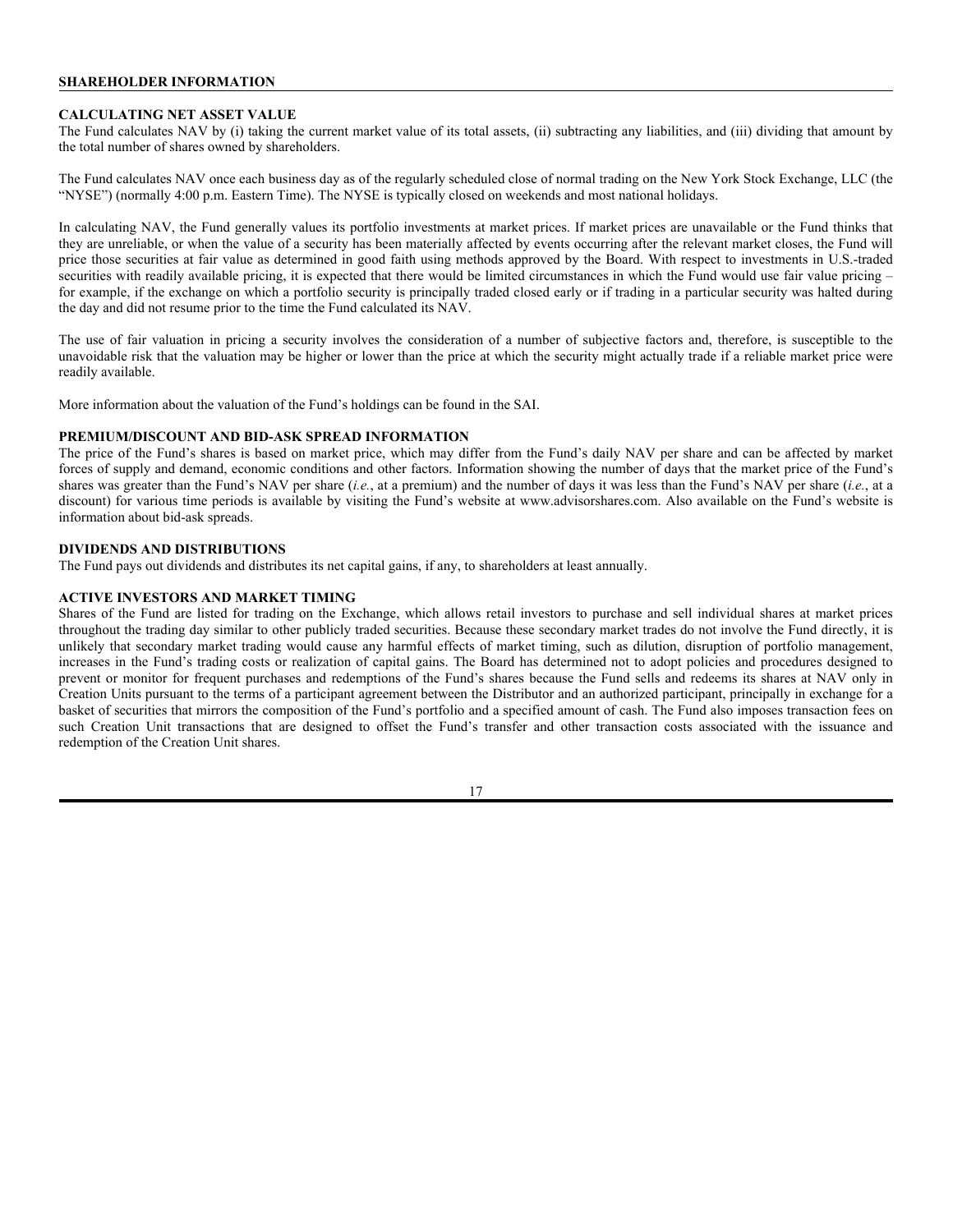## SHAREHOLDER INFORMATION

### CALCULATING NET ASSET VALUE

The Fund calculates NAV by (i) taking the current market value of its total assets, (ii) subtracting any liabilities, and (iii) dividing that amount by the total number of shares owned by shareholders.

The Fund calculates NAV once each business day as of the regularly scheduled close of normal trading on the New York Stock Exchange, LLC (the "NYSE") (normally 4:00 p.m. Eastern Time). The NYSE is typically closed on weekends and most national holidays.

In calculating NAV, the Fund generally values its portfolio investments at market prices. If market prices are unavailable or the Fund thinks that they are unreliable, or when the value of a security has been materially affected by events occurring after the relevant market closes, the Fund will price those securities at fair value as determined in good faith using methods approved by the Board. With respect to investments in U.S.-traded securities with readily available pricing, it is expected that there would be limited circumstances in which the Fund would use fair value pricing – for example, if the exchange on which a portfolio security is principally traded closed early or if trading in a particular security was halted during the day and did not resume prior to the time the Fund calculated its NAV.

The use of fair valuation in pricing a security involves the consideration of a number of subjective factors and, therefore, is susceptible to the unavoidable risk that the valuation may be higher or lower than the price at which the security might actually trade if a reliable market price were readily available.

More information about the valuation of the Fund's holdings can be found in the SAI.

### PREMIUM/DISCOUNT AND BID-ASK SPREAD INFORMATION

The price of the Fund's shares is based on market price, which may differ from the Fund's daily NAV per share and can be affected by market forces of supply and demand, economic conditions and other factors. Information showing the number of days that the market price of the Fund's shares was greater than the Fund's NAV per share (*i.e.*, at a premium) and the number of days it was less than the Fund's NAV per share (*i.e.*, at a discount) for various time periods is available by visiting the Fund's website at www.advisorshares.com. Also available on the Fund's website is information about bid-ask spreads.

### DIVIDENDS AND DISTRIBUTIONS

The Fund pays out dividends and distributes its net capital gains, if any, to shareholders at least annually.

### ACTIVE INVESTORS AND MARKET TIMING

Shares of the Fund are listed for trading on the Exchange, which allows retail investors to purchase and sell individual shares at market prices throughout the trading day similar to other publicly traded securities. Because these secondary market trades do not involve the Fund directly, it is unlikely that secondary market trading would cause any harmful effects of market timing, such as dilution, disruption of portfolio management, increases in the Fund's trading costs or realization of capital gains. The Board has determined not to adopt policies and procedures designed to prevent or monitor for frequent purchases and redemptions of the Fund's shares because the Fund sells and redeems its shares at NAV only in Creation Units pursuant to the terms of a participant agreement between the Distributor and an authorized participant, principally in exchange for a basket of securities that mirrors the composition of the Fund's portfolio and a specified amount of cash. The Fund also imposes transaction fees on such Creation Unit transactions that are designed to offset the Fund's transfer and other transaction costs associated with the issuance and redemption of the Creation Unit shares.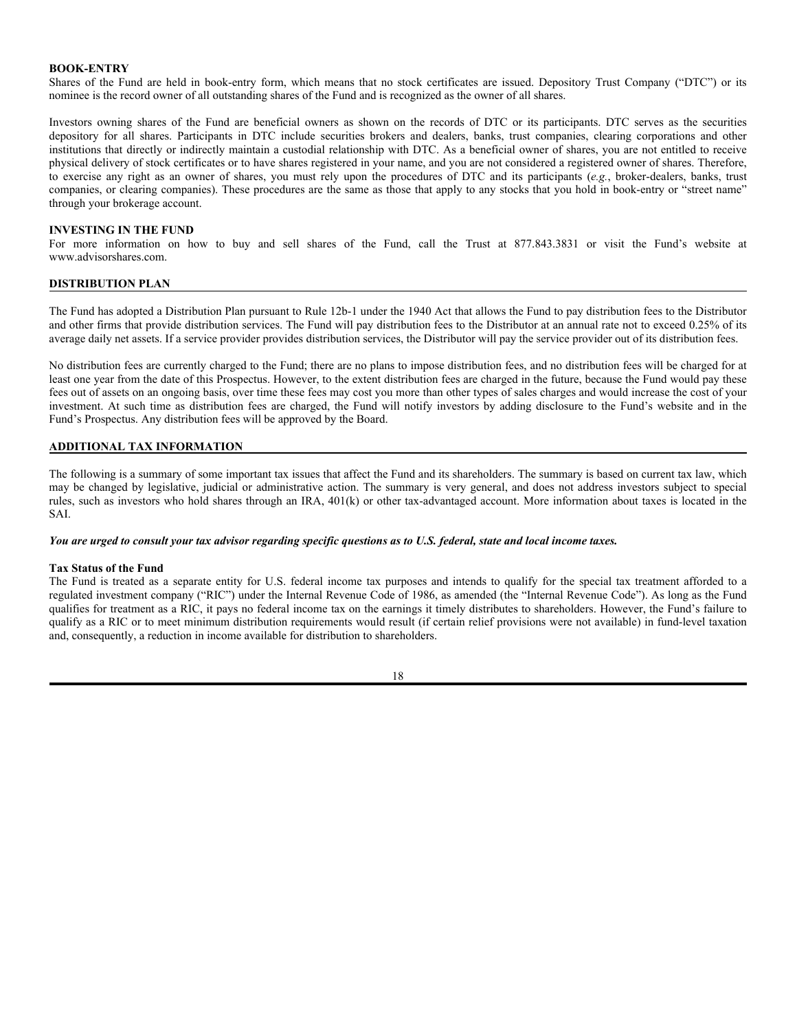**BOOK-ENTRY**

Shares of the Fund are held in book-entry form, which means that no stock certificates are issued. Depository Trust Company ("DTC") or its nominee is the record owner of all outstanding shares of the Fund and is recognized as the owner of all shares.

Investors owning shares of the Fund are beneficial owners as shown on the records of DTC or its participants. DTC serves as the securities depository for all shares. Participants in DTC include securities brokers and dealers, banks, trust companies, clearing corporations and other institutions that directly or indirectly maintain a custodial relationship with DTC. As a beneficial owner of shares, you are not entitled to receive physical delivery of stock certificates or to have shares registered in your name, and you are not considered a registered owner of shares. Therefore, to exercise any right as an owner of shares, you must rely upon the procedures of DTC and its participants (*e.g.*, broker-dealers, banks, trust companies, or clearing companies). These procedures are the same as those that apply to any stocks that you hold in book-entry or "street name" through your brokerage account.

**INVESTING IN THE FUND**

For more information on how to buy and sell shares of the Fund, call the Trust at 877.843.3831 or visit the Fund's website at www.advisorshares.com.

## DISTRIBUTION PLAN

The Fund has adopted a Distribution Plan pursuant to Rule 12b-1 under the 1940 Act that allows the Fund to pay distribution fees to the Distributor and other firms that provide distribution services. The Fund will pay distribution fees to the Distributor at an annual rate not to exceed 0.25% of its average daily net assets. If a service provider provides distribution services, the Distributor will pay the service provider out of its distribution fees.

No distribution fees are currently charged to the Fund; there are no plans to impose distribution fees, and no distribution fees will be charged for at least one year from the date of this Prospectus. However, to the extent distribution fees are charged in the future, because the Fund would pay these fees out of assets on an ongoing basis, over time these fees may cost you more than other types of sales charges and would increase the cost of your investment. At such time as distribution fees are charged, the Fund will notify investors by adding disclosure to the Fund's website and in the Fund's Prospectus. Any distribution fees will be approved by the Board.

## ADDITIONAL TAX INFORMATION

The following is a summary of some important tax issues that affect the Fund and its shareholders. The summary is based on current tax law, which may be changed by legislative, judicial or administrative action. The summary is very general, and does not address investors subject to special rules, such as investors who hold shares through an IRA, 401(k) or other tax-advantaged account. More information about taxes is located in the SAI.

***You are urged to consult your tax advisor regarding specific questions as to U.S. federal, state and local income taxes.***

**Tax Status of the Fund**

The Fund is treated as a separate entity for U.S. federal income tax purposes and intends to qualify for the special tax treatment afforded to a regulated investment company ("RIC") under the Internal Revenue Code of 1986, as amended (the "Internal Revenue Code"). As long as the Fund qualifies for treatment as a RIC, it pays no federal income tax on the earnings it timely distributes to shareholders. However, the Fund's failure to qualify as a RIC or to meet minimum distribution requirements would result (if certain relief provisions were not available) in fund-level taxation and, consequently, a reduction in income available for distribution to shareholders.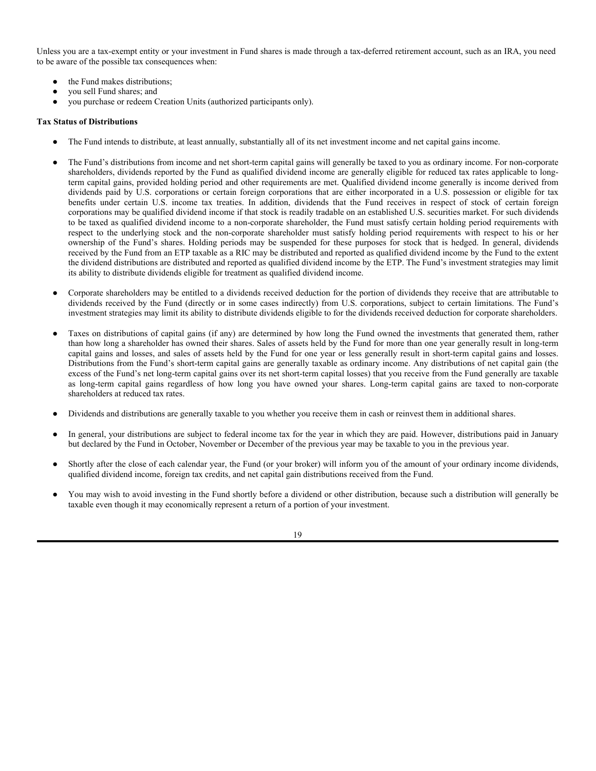Unless you are a tax-exempt entity or your investment in Fund shares is made through a tax-deferred retirement account, such as an IRA, you need to be aware of the possible tax consequences when:

- the Fund makes distributions;
- you sell Fund shares; and
- you purchase or redeem Creation Units (authorized participants only).

**Tax Status of Distributions**

- The Fund intends to distribute, at least annually, substantially all of its net investment income and net capital gains income.

- The Fund's distributions from income and net short-term capital gains will generally be taxed to you as ordinary income. For non-corporate shareholders, dividends reported by the Fund as qualified dividend income are generally eligible for reduced tax rates applicable to long-term capital gains, provided holding period and other requirements are met. Qualified dividend income generally is income derived from dividends paid by U.S. corporations or certain foreign corporations that are either incorporated in a U.S. possession or eligible for tax benefits under certain U.S. income tax treaties. In addition, dividends that the Fund receives in respect of stock of certain foreign corporations may be qualified dividend income if that stock is readily tradable on an established U.S. securities market. For such dividends to be taxed as qualified dividend income to a non-corporate shareholder, the Fund must satisfy certain holding period requirements with respect to the underlying stock and the non-corporate shareholder must satisfy holding period requirements with respect to his or her ownership of the Fund's shares. Holding periods may be suspended for these purposes for stock that is hedged. In general, dividends received by the Fund from an ETP taxable as a RIC may be distributed and reported as qualified dividend income by the Fund to the extent the dividend distributions are distributed and reported as qualified dividend income by the ETP. The Fund's investment strategies may limit its ability to distribute dividends eligible for treatment as qualified dividend income.

- Corporate shareholders may be entitled to a dividends received deduction for the portion of dividends they receive that are attributable to dividends received by the Fund (directly or in some cases indirectly) from U.S. corporations, subject to certain limitations. The Fund's investment strategies may limit its ability to distribute dividends eligible to for the dividends received deduction for corporate shareholders.

- Taxes on distributions of capital gains (if any) are determined by how long the Fund owned the investments that generated them, rather than how long a shareholder has owned their shares. Sales of assets held by the Fund for more than one year generally result in long-term capital gains and losses, and sales of assets held by the Fund for one year or less generally result in short-term capital gains and losses. Distributions from the Fund's short-term capital gains are generally taxable as ordinary income. Any distributions of net capital gain (the excess of the Fund's net long-term capital gains over its net short-term capital losses) that you receive from the Fund generally are taxable as long-term capital gains regardless of how long you have owned your shares. Long-term capital gains are taxed to non-corporate shareholders at reduced tax rates.

- Dividends and distributions are generally taxable to you whether you receive them in cash or reinvest them in additional shares.

- In general, your distributions are subject to federal income tax for the year in which they are paid. However, distributions paid in January but declared by the Fund in October, November or December of the previous year may be taxable to you in the previous year.

- Shortly after the close of each calendar year, the Fund (or your broker) will inform you of the amount of your ordinary income dividends, qualified dividend income, foreign tax credits, and net capital gain distributions received from the Fund.

- You may wish to avoid investing in the Fund shortly before a dividend or other distribution, because such a distribution will generally be taxable even though it may economically represent a return of a portion of your investment.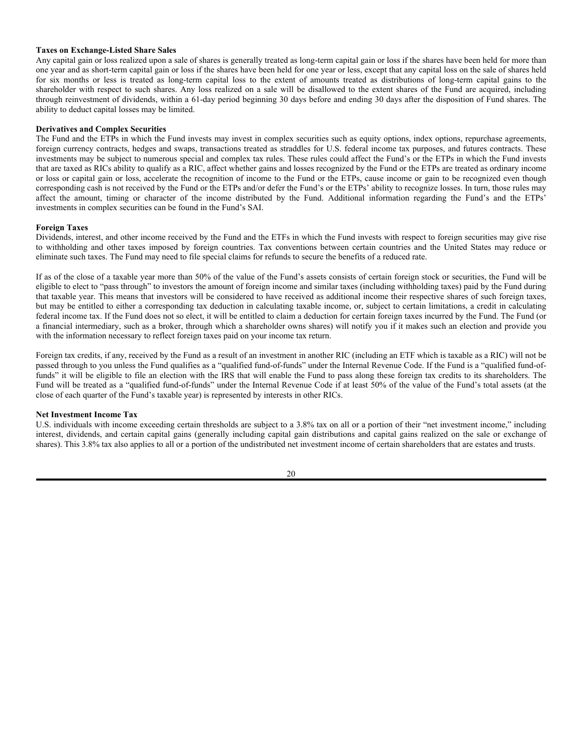**Taxes on Exchange-Listed Share Sales**

Any capital gain or loss realized upon a sale of shares is generally treated as long-term capital gain or loss if the shares have been held for more than one year and as short-term capital gain or loss if the shares have been held for one year or less, except that any capital loss on the sale of shares held for six months or less is treated as long-term capital loss to the extent of amounts treated as distributions of long-term capital gains to the shareholder with respect to such shares. Any loss realized on a sale will be disallowed to the extent shares of the Fund are acquired, including through reinvestment of dividends, within a 61-day period beginning 30 days before and ending 30 days after the disposition of Fund shares. The ability to deduct capital losses may be limited.

**Derivatives and Complex Securities**

The Fund and the ETPs in which the Fund invests may invest in complex securities such as equity options, index options, repurchase agreements, foreign currency contracts, hedges and swaps, transactions treated as straddles for U.S. federal income tax purposes, and futures contracts. These investments may be subject to numerous special and complex tax rules. These rules could affect the Fund's or the ETPs in which the Fund invests that are taxed as RICs ability to qualify as a RIC, affect whether gains and losses recognized by the Fund or the ETPs are treated as ordinary income or loss or capital gain or loss, accelerate the recognition of income to the Fund or the ETPs, cause income or gain to be recognized even though corresponding cash is not received by the Fund or the ETPs and/or defer the Fund's or the ETPs' ability to recognize losses. In turn, those rules may affect the amount, timing or character of the income distributed by the Fund. Additional information regarding the Fund's and the ETPs' investments in complex securities can be found in the Fund's SAI.

**Foreign Taxes**

Dividends, interest, and other income received by the Fund and the ETFs in which the Fund invests with respect to foreign securities may give rise to withholding and other taxes imposed by foreign countries. Tax conventions between certain countries and the United States may reduce or eliminate such taxes. The Fund may need to file special claims for refunds to secure the benefits of a reduced rate.

If as of the close of a taxable year more than 50% of the value of the Fund's assets consists of certain foreign stock or securities, the Fund will be eligible to elect to "pass through" to investors the amount of foreign income and similar taxes (including withholding taxes) paid by the Fund during that taxable year. This means that investors will be considered to have received as additional income their respective shares of such foreign taxes, but may be entitled to either a corresponding tax deduction in calculating taxable income, or, subject to certain limitations, a credit in calculating federal income tax. If the Fund does not so elect, it will be entitled to claim a deduction for certain foreign taxes incurred by the Fund. The Fund (or a financial intermediary, such as a broker, through which a shareholder owns shares) will notify you if it makes such an election and provide you with the information necessary to reflect foreign taxes paid on your income tax return.

Foreign tax credits, if any, received by the Fund as a result of an investment in another RIC (including an ETF which is taxable as a RIC) will not be passed through to you unless the Fund qualifies as a "qualified fund-of-funds" under the Internal Revenue Code. If the Fund is a "qualified fund-of-funds" it will be eligible to file an election with the IRS that will enable the Fund to pass along these foreign tax credits to its shareholders. The Fund will be treated as a "qualified fund-of-funds" under the Internal Revenue Code if at least 50% of the value of the Fund's total assets (at the close of each quarter of the Fund's taxable year) is represented by interests in other RICs.

**Net Investment Income Tax**

U.S. individuals with income exceeding certain thresholds are subject to a 3.8% tax on all or a portion of their "net investment income," including interest, dividends, and certain capital gains (generally including capital gain distributions and capital gains realized on the sale or exchange of shares). This 3.8% tax also applies to all or a portion of the undistributed net investment income of certain shareholders that are estates and trusts.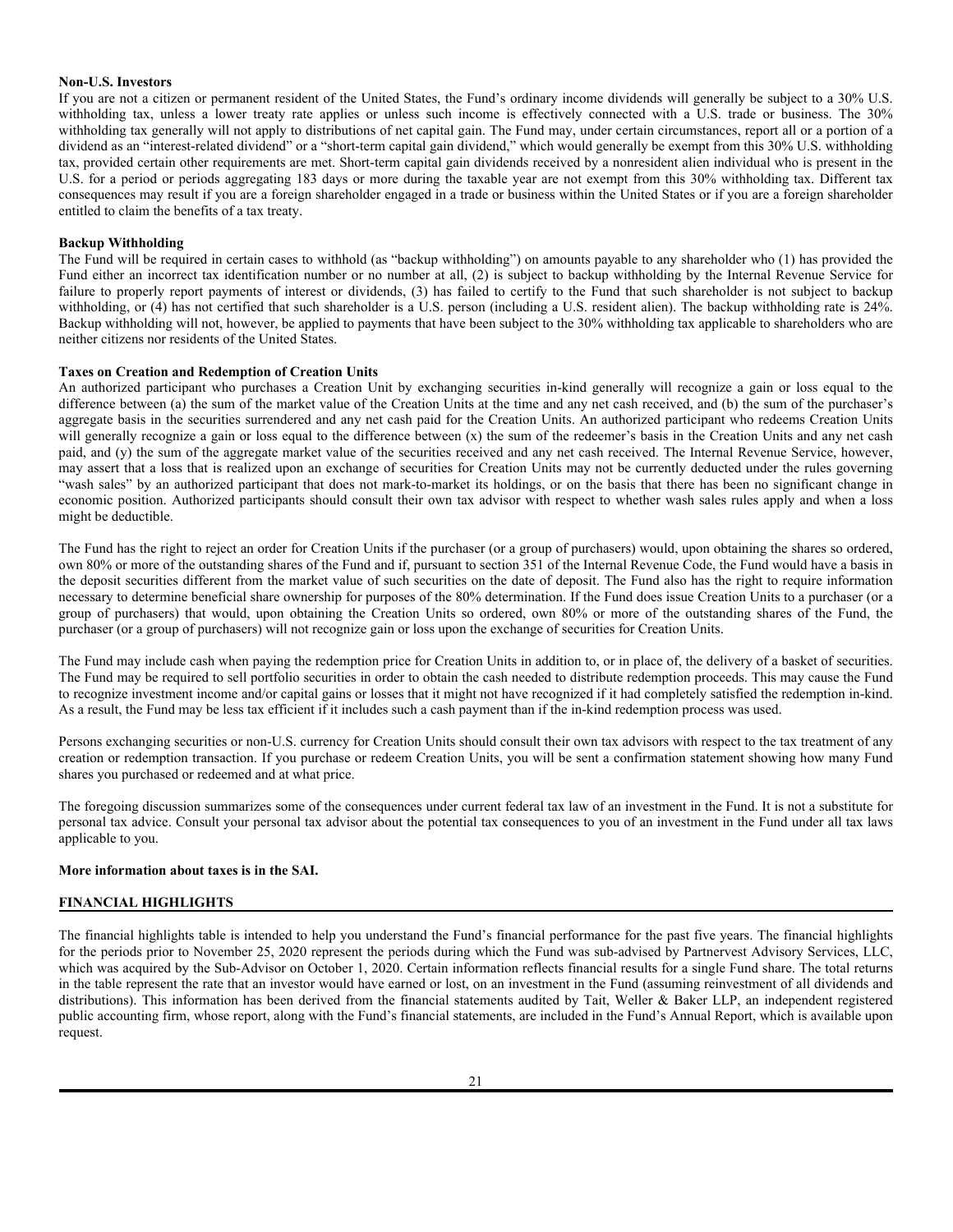**Non-U.S. Investors**

If you are not a citizen or permanent resident of the United States, the Fund's ordinary income dividends will generally be subject to a 30% U.S. withholding tax, unless a lower treaty rate applies or unless such income is effectively connected with a U.S. trade or business. The 30% withholding tax generally will not apply to distributions of net capital gain. The Fund may, under certain circumstances, report all or a portion of a dividend as an "interest-related dividend" or a "short-term capital gain dividend," which would generally be exempt from this 30% U.S. withholding tax, provided certain other requirements are met. Short-term capital gain dividends received by a nonresident alien individual who is present in the U.S. for a period or periods aggregating 183 days or more during the taxable year are not exempt from this 30% withholding tax. Different tax consequences may result if you are a foreign shareholder engaged in a trade or business within the United States or if you are a foreign shareholder entitled to claim the benefits of a tax treaty.

**Backup Withholding**

The Fund will be required in certain cases to withhold (as "backup withholding") on amounts payable to any shareholder who (1) has provided the Fund either an incorrect tax identification number or no number at all, (2) is subject to backup withholding by the Internal Revenue Service for failure to properly report payments of interest or dividends, (3) has failed to certify to the Fund that such shareholder is not subject to backup withholding, or (4) has not certified that such shareholder is a U.S. person (including a U.S. resident alien). The backup withholding rate is 24%. Backup withholding will not, however, be applied to payments that have been subject to the 30% withholding tax applicable to shareholders who are neither citizens nor residents of the United States.

**Taxes on Creation and Redemption of Creation Units**

An authorized participant who purchases a Creation Unit by exchanging securities in-kind generally will recognize a gain or loss equal to the difference between (a) the sum of the market value of the Creation Units at the time and any net cash received, and (b) the sum of the purchaser's aggregate basis in the securities surrendered and any net cash paid for the Creation Units. An authorized participant who redeems Creation Units will generally recognize a gain or loss equal to the difference between (x) the sum of the redeemer's basis in the Creation Units and any net cash paid, and (y) the sum of the aggregate market value of the securities received and any net cash received. The Internal Revenue Service, however, may assert that a loss that is realized upon an exchange of securities for Creation Units may not be currently deducted under the rules governing "wash sales" by an authorized participant that does not mark-to-market its holdings, or on the basis that there has been no significant change in economic position. Authorized participants should consult their own tax advisor with respect to whether wash sales rules apply and when a loss might be deductible.

The Fund has the right to reject an order for Creation Units if the purchaser (or a group of purchasers) would, upon obtaining the shares so ordered, own 80% or more of the outstanding shares of the Fund and if, pursuant to section 351 of the Internal Revenue Code, the Fund would have a basis in the deposit securities different from the market value of such securities on the date of deposit. The Fund also has the right to require information necessary to determine beneficial share ownership for purposes of the 80% determination. If the Fund does issue Creation Units to a purchaser (or a group of purchasers) that would, upon obtaining the Creation Units so ordered, own 80% or more of the outstanding shares of the Fund, the purchaser (or a group of purchasers) will not recognize gain or loss upon the exchange of securities for Creation Units.

The Fund may include cash when paying the redemption price for Creation Units in addition to, or in place of, the delivery of a basket of securities. The Fund may be required to sell portfolio securities in order to obtain the cash needed to distribute redemption proceeds. This may cause the Fund to recognize investment income and/or capital gains or losses that it might not have recognized if it had completely satisfied the redemption in-kind. As a result, the Fund may be less tax efficient if it includes such a cash payment than if the in-kind redemption process was used.

Persons exchanging securities or non-U.S. currency for Creation Units should consult their own tax advisors with respect to the tax treatment of any creation or redemption transaction. If you purchase or redeem Creation Units, you will be sent a confirmation statement showing how many Fund shares you purchased or redeemed and at what price.

The foregoing discussion summarizes some of the consequences under current federal tax law of an investment in the Fund. It is not a substitute for personal tax advice. Consult your personal tax advisor about the potential tax consequences to you of an investment in the Fund under all tax laws applicable to you.

**More information about taxes is in the SAI.**

## FINANCIAL HIGHLIGHTS

The financial highlights table is intended to help you understand the Fund's financial performance for the past five years. The financial highlights for the periods prior to November 25, 2020 represent the periods during which the Fund was sub-advised by Partnervest Advisory Services, LLC, which was acquired by the Sub-Advisor on October 1, 2020. Certain information reflects financial results for a single Fund share. The total returns in the table represent the rate that an investor would have earned or lost, on an investment in the Fund (assuming reinvestment of all dividends and distributions). This information has been derived from the financial statements audited by Tait, Weller & Baker LLP, an independent registered public accounting firm, whose report, along with the Fund's financial statements, are included in the Fund's Annual Report, which is available upon request.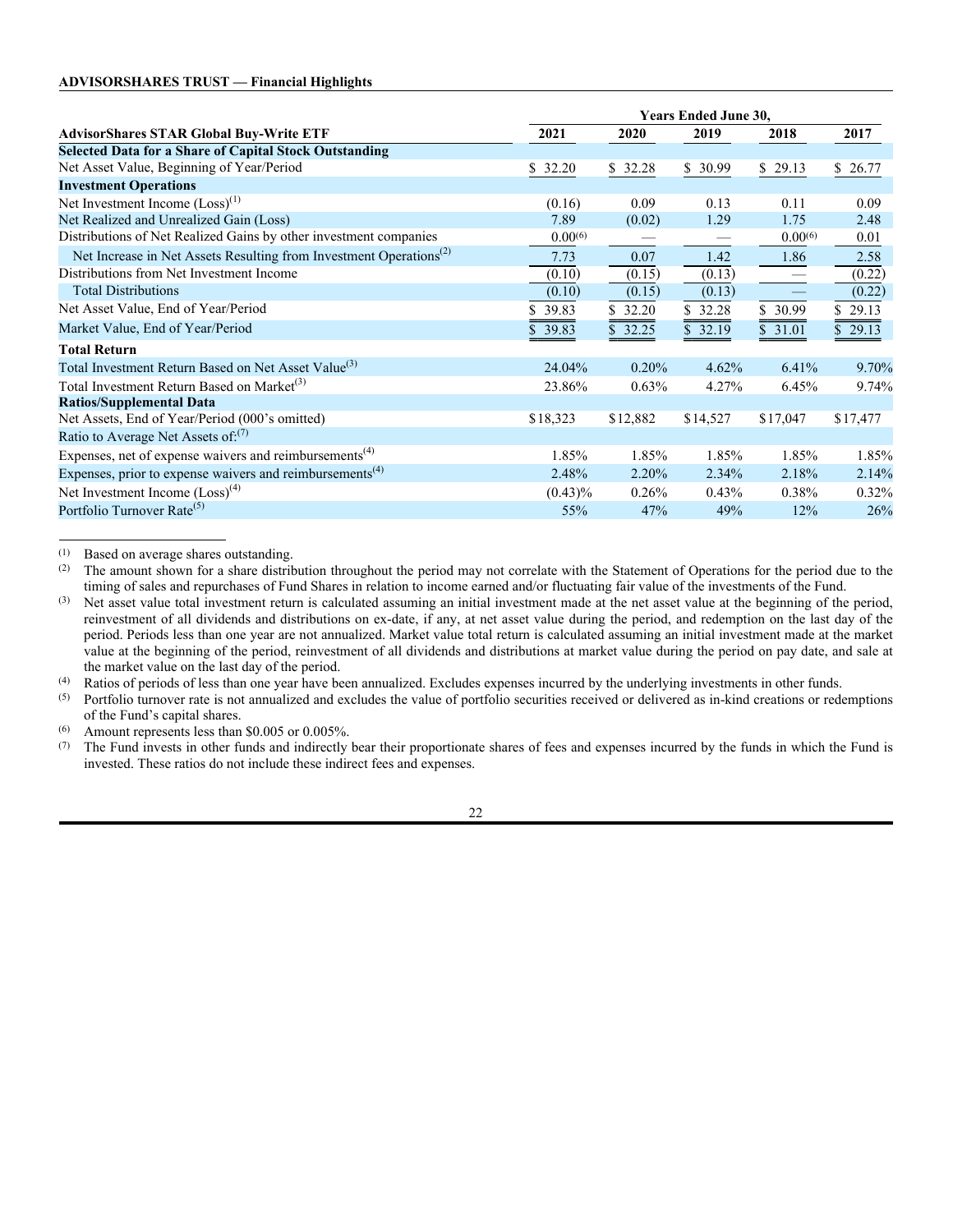**ADVISORSHARES TRUST — Financial Highlights**

| | Years Ended June 30, | | | | |
|---|---|---|---|---|---|
| **AdvisorShares STAR Global Buy-Write ETF** | **2021** | **2020** | **2019** | **2018** | **2017** |
| **Selected Data for a Share of Capital Stock Outstanding** | | | | | |
| Net Asset Value, Beginning of Year/Period | $ 32.20 | $ 32.28 | $ 30.99 | $ 29.13 | $ 26.77 |
| **Investment Operations** | | | | | |
| Net Investment Income (Loss)[1] | (0.16) | 0.09 | 0.13 | 0.11 | 0.09 |
| Net Realized and Unrealized Gain (Loss) | 7.89 | (0.02) | 1.29 | 1.75 | 2.48 |
| Distributions of Net Realized Gains by other investment companies | 0.00[6] | — | — | 0.00[6] | 0.01 |
| Net Increase in Net Assets Resulting from Investment Operations[2] | 7.73 | 0.07 | 1.42 | 1.86 | 2.58 |
| Distributions from Net Investment Income | (0.10) | (0.15) | (0.13) | — | (0.22) |
| Total Distributions | (0.10) | (0.15) | (0.13) | — | (0.22) |
| Net Asset Value, End of Year/Period | $ 39.83 | $ 32.20 | $ 32.28 | $ 30.99 | $ 29.13 |
| Market Value, End of Year/Period | $ 39.83 | $ 32.25 | $ 32.19 | $ 31.01 | $ 29.13 |
| **Total Return** | | | | | |
| Total Investment Return Based on Net Asset Value[3] | 24.04% | 0.20% | 4.62% | 6.41% | 9.70% |
| Total Investment Return Based on Market[3] | 23.86% | 0.63% | 4.27% | 6.45% | 9.74% |
| **Ratios/Supplemental Data** | | | | | |
| Net Assets, End of Year/Period (000's omitted) | $18,323 | $12,882 | $14,527 | $17,047 | $17,477 |
| Ratio to Average Net Assets of:[7] | | | | | |
| Expenses, net of expense waivers and reimbursements[4] | 1.85% | 1.85% | 1.85% | 1.85% | 1.85% |
| Expenses, prior to expense waivers and reimbursements[4] | 2.48% | 2.20% | 2.34% | 2.18% | 2.14% |
| Net Investment Income (Loss)[4] | (0.43)% | 0.26% | 0.43% | 0.38% | 0.32% |
| Portfolio Turnover Rate[5] | 55% | 47% | 49% | 12% | 26% |

(1) Based on average shares outstanding.

(2) The amount shown for a share distribution throughout the period may not correlate with the Statement of Operations for the period due to the timing of sales and repurchases of Fund Shares in relation to income earned and/or fluctuating fair value of the investments of the Fund.

(3) Net asset value total investment return is calculated assuming an initial investment made at the net asset value at the beginning of the period, reinvestment of all dividends and distributions on ex-date, if any, at net asset value during the period, and redemption on the last day of the period. Periods less than one year are not annualized. Market value total return is calculated assuming an initial investment made at the market value at the beginning of the period, reinvestment of all dividends and distributions at market value during the period on pay date, and sale at the market value on the last day of the period.

(4) Ratios of periods of less than one year have been annualized. Excludes expenses incurred by the underlying investments in other funds.

(5) Portfolio turnover rate is not annualized and excludes the value of portfolio securities received or delivered as in-kind creations or redemptions of the Fund's capital shares.

(6) Amount represents less than $0.005 or 0.005%.

(7) The Fund invests in other funds and indirectly bear their proportionate shares of fees and expenses incurred by the funds in which the Fund is invested. These ratios do not include these indirect fees and expenses.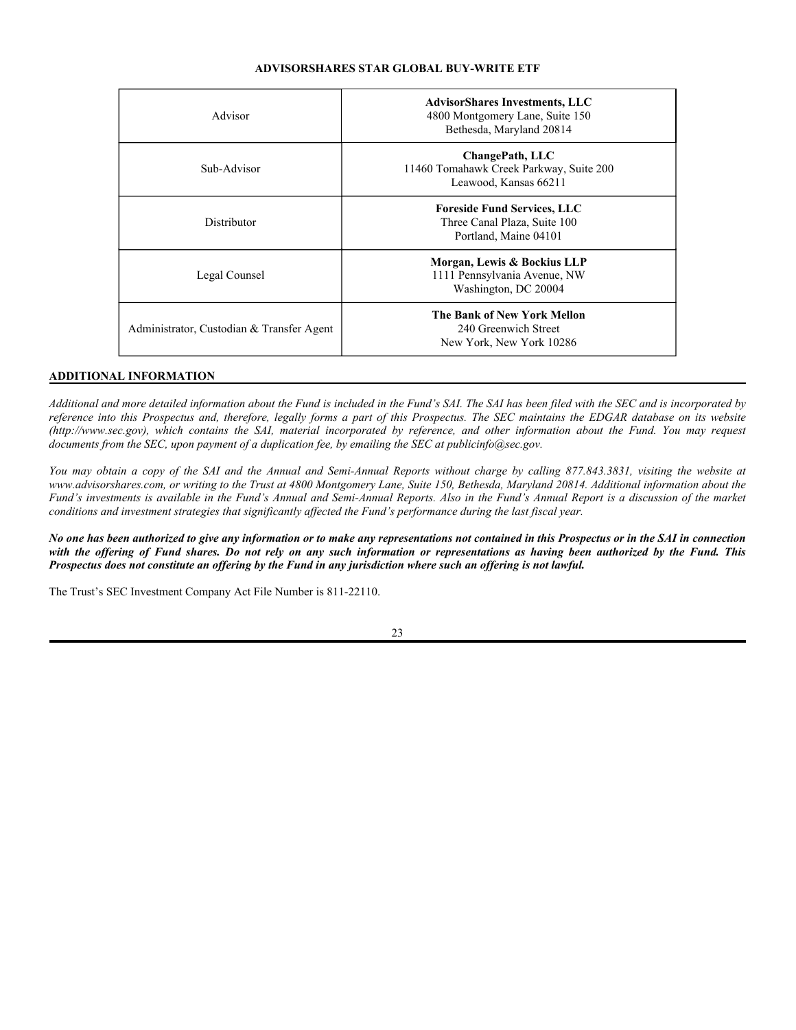**ADVISORSHARES STAR GLOBAL BUY-WRITE ETF**

| | |
|---|---|
| Advisor | **AdvisorShares Investments, LLC**<br>4800 Montgomery Lane, Suite 150<br>Bethesda, Maryland 20814 |
| Sub-Advisor | **ChangePath, LLC**<br>11460 Tomahawk Creek Parkway, Suite 200<br>Leawood, Kansas 66211 |
| Distributor | **Foreside Fund Services, LLC**<br>Three Canal Plaza, Suite 100<br>Portland, Maine 04101 |
| Legal Counsel | **Morgan, Lewis & Bockius LLP**<br>1111 Pennsylvania Avenue, NW<br>Washington, DC 20004 |
| Administrator, Custodian & Transfer Agent | **The Bank of New York Mellon**<br>240 Greenwich Street<br>New York, New York 10286 |

## ADDITIONAL INFORMATION

*Additional and more detailed information about the Fund is included in the Fund's SAI. The SAI has been filed with the SEC and is incorporated by reference into this Prospectus and, therefore, legally forms a part of this Prospectus. The SEC maintains the EDGAR database on its website (http://www.sec.gov), which contains the SAI, material incorporated by reference, and other information about the Fund. You may request documents from the SEC, upon payment of a duplication fee, by emailing the SEC at publicinfo@sec.gov.*

*You may obtain a copy of the SAI and the Annual and Semi-Annual Reports without charge by calling 877.843.3831, visiting the website at www.advisorshares.com, or writing to the Trust at 4800 Montgomery Lane, Suite 150, Bethesda, Maryland 20814. Additional information about the Fund's investments is available in the Fund's Annual and Semi-Annual Reports. Also in the Fund's Annual Report is a discussion of the market conditions and investment strategies that significantly affected the Fund's performance during the last fiscal year.*

***No one has been authorized to give any information or to make any representations not contained in this Prospectus or in the SAI in connection with the offering of Fund shares. Do not rely on any such information or representations as having been authorized by the Fund. This Prospectus does not constitute an offering by the Fund in any jurisdiction where such an offering is not lawful.***

The Trust's SEC Investment Company Act File Number is 811-22110.